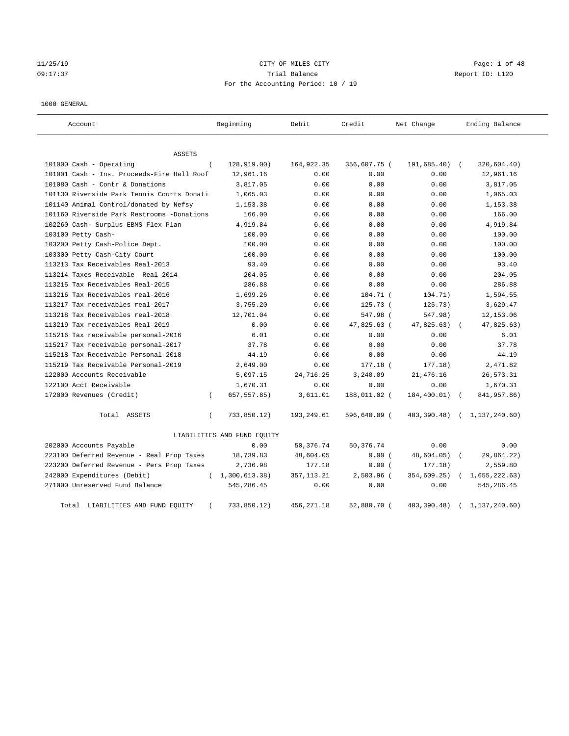CITY OF MILES CITY

Trial Balance

For the Accounting Period: 10 / 19

11/25/19 09:17:37 — Report ID: L120

1000 GENERAL

| Account | Beginning | Debit | Credit | Net Change | Ending Balance |
|---|---|---|---|---|---|
| **ASSETS** | | | | | |
| 101000 Cash - Operating | (128,919.00) | 164,922.35 | 356,607.75 | (191,685.40) | (320,604.40) |
| 101001 Cash - Ins. Proceeds-Fire Hall Roof | 12,961.16 | 0.00 | 0.00 | 0.00 | 12,961.16 |
| 101080 Cash - Contr & Donations | 3,817.05 | 0.00 | 0.00 | 0.00 | 3,817.05 |
| 101130 Riverside Park Tennis Courts Donati | 1,065.03 | 0.00 | 0.00 | 0.00 | 1,065.03 |
| 101140 Animal Control/donated by Nefsy | 1,153.38 | 0.00 | 0.00 | 0.00 | 1,153.38 |
| 101160 Riverside Park Restrooms -Donations | 166.00 | 0.00 | 0.00 | 0.00 | 166.00 |
| 102260 Cash- Surplus EBMS Flex Plan | 4,919.84 | 0.00 | 0.00 | 0.00 | 4,919.84 |
| 103100 Petty Cash- | 100.00 | 0.00 | 0.00 | 0.00 | 100.00 |
| 103200 Petty Cash-Police Dept. | 100.00 | 0.00 | 0.00 | 0.00 | 100.00 |
| 103300 Petty Cash-City Court | 100.00 | 0.00 | 0.00 | 0.00 | 100.00 |
| 113213 Tax Receivables Real-2013 | 93.40 | 0.00 | 0.00 | 0.00 | 93.40 |
| 113214 Taxes Receivable- Real 2014 | 204.05 | 0.00 | 0.00 | 0.00 | 204.05 |
| 113215 Tax Receivables Real-2015 | 286.88 | 0.00 | 0.00 | 0.00 | 286.88 |
| 113216 Tax Receivables real-2016 | 1,699.26 | 0.00 | 104.71 | (104.71) | 1,594.55 |
| 113217 Tax receivables real-2017 | 3,755.20 | 0.00 | 125.73 | (125.73) | 3,629.47 |
| 113218 Tax Receivables real-2018 | 12,701.04 | 0.00 | 547.98 | (547.98) | 12,153.06 |
| 113219 Tax receivables Real-2019 | 0.00 | 0.00 | 47,825.63 | (47,825.63) | (47,825.63) |
| 115216 Tax receivable personal-2016 | 6.01 | 0.00 | 0.00 | 0.00 | 6.01 |
| 115217 Tax receivable personal-2017 | 37.78 | 0.00 | 0.00 | 0.00 | 37.78 |
| 115218 Tax Receivable Personal-2018 | 44.19 | 0.00 | 0.00 | 0.00 | 44.19 |
| 115219 Tax Receivable Personal-2019 | 2,649.00 | 0.00 | 177.18 | (177.18) | 2,471.82 |
| 122000 Accounts Receivable | 5,097.15 | 24,716.25 | 3,240.09 | 21,476.16 | 26,573.31 |
| 122100 Acct Receivable | 1,670.31 | 0.00 | 0.00 | 0.00 | 1,670.31 |
| 172000 Revenues (Credit) | (657,557.85) | 3,611.01 | 188,011.02 | (184,400.01) | (841,957.86) |
| Total ASSETS | (733,850.12) | 193,249.61 | 596,640.09 | (403,390.48) | (1,137,240.60) |
| **LIABILITIES AND FUND EQUITY** | | | | | |
| 202000 Accounts Payable | 0.00 | 50,376.74 | 50,376.74 | 0.00 | 0.00 |
| 223100 Deferred Revenue - Real Prop Taxes | 18,739.83 | 48,604.05 | 0.00 | (48,604.05) | (29,864.22) |
| 223200 Deferred Revenue - Pers Prop Taxes | 2,736.98 | 177.18 | 0.00 | (177.18) | 2,559.80 |
| 242000 Expenditures (Debit) | (1,300,613.38) | 357,113.21 | 2,503.96 | (354,609.25) | (1,655,222.63) |
| 271000 Unreserved Fund Balance | 545,286.45 | 0.00 | 0.00 | 0.00 | 545,286.45 |
| Total LIABILITIES AND FUND EQUITY | (733,850.12) | 456,271.18 | 52,880.70 | (403,390.48) | (1,137,240.60) |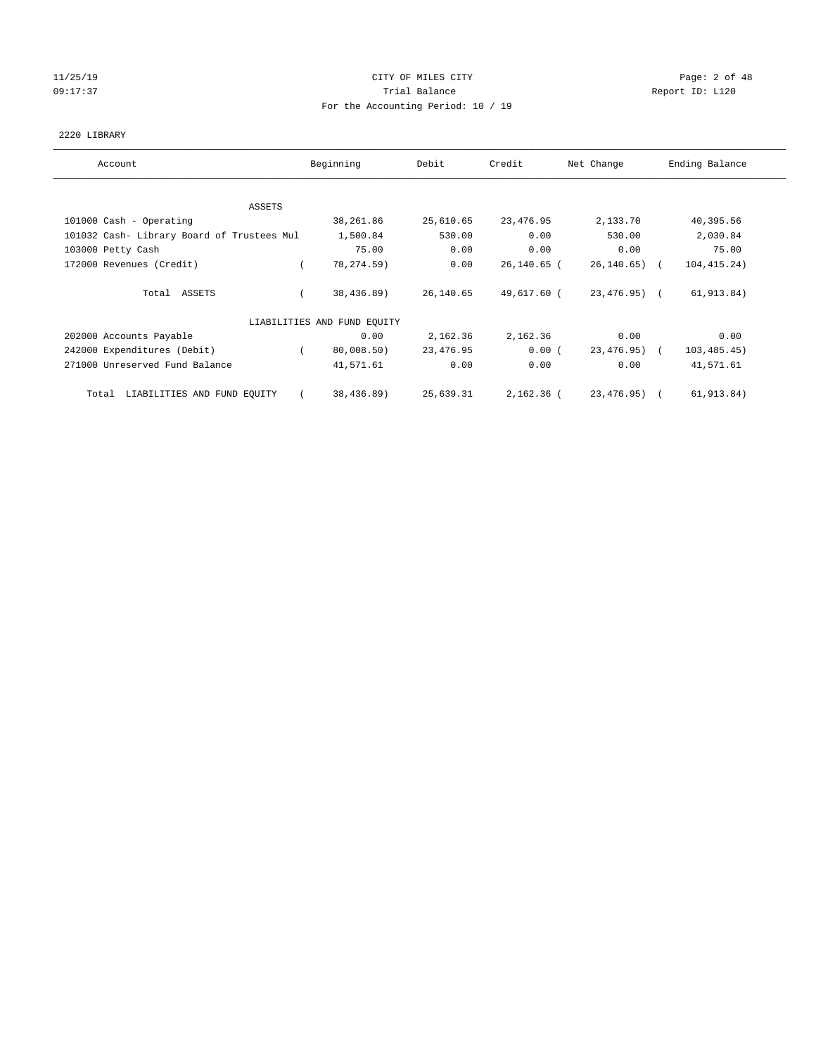11/25/19 CITY OF MILES CITY
09:17:37 Trial Balance Report ID: L120
For the Accounting Period: 10 / 19

2220 LIBRARY

| Account | Beginning | Debit | Credit | Net Change | Ending Balance |
|---|---|---|---|---|---|
| ASSETS | | | | | |
| 101000 Cash - Operating | 38,261.86 | 25,610.65 | 23,476.95 | 2,133.70 | 40,395.56 |
| 101032 Cash- Library Board of Trustees Mul | 1,500.84 | 530.00 | 0.00 | 530.00 | 2,030.84 |
| 103000 Petty Cash | 75.00 | 0.00 | 0.00 | 0.00 | 75.00 |
| 172000 Revenues (Credit) | ( 78,274.59) | 0.00 | 26,140.65 | ( 26,140.65) | ( 104,415.24) |
| Total ASSETS | ( 38,436.89) | 26,140.65 | 49,617.60 | ( 23,476.95) | ( 61,913.84) |
| LIABILITIES AND FUND EQUITY | | | | | |
| 202000 Accounts Payable | 0.00 | 2,162.36 | 2,162.36 | 0.00 | 0.00 |
| 242000 Expenditures (Debit) | ( 80,008.50) | 23,476.95 | 0.00 | ( 23,476.95) | ( 103,485.45) |
| 271000 Unreserved Fund Balance | 41,571.61 | 0.00 | 0.00 | 0.00 | 41,571.61 |
| Total LIABILITIES AND FUND EQUITY | ( 38,436.89) | 25,639.31 | 2,162.36 | ( 23,476.95) | ( 61,913.84) |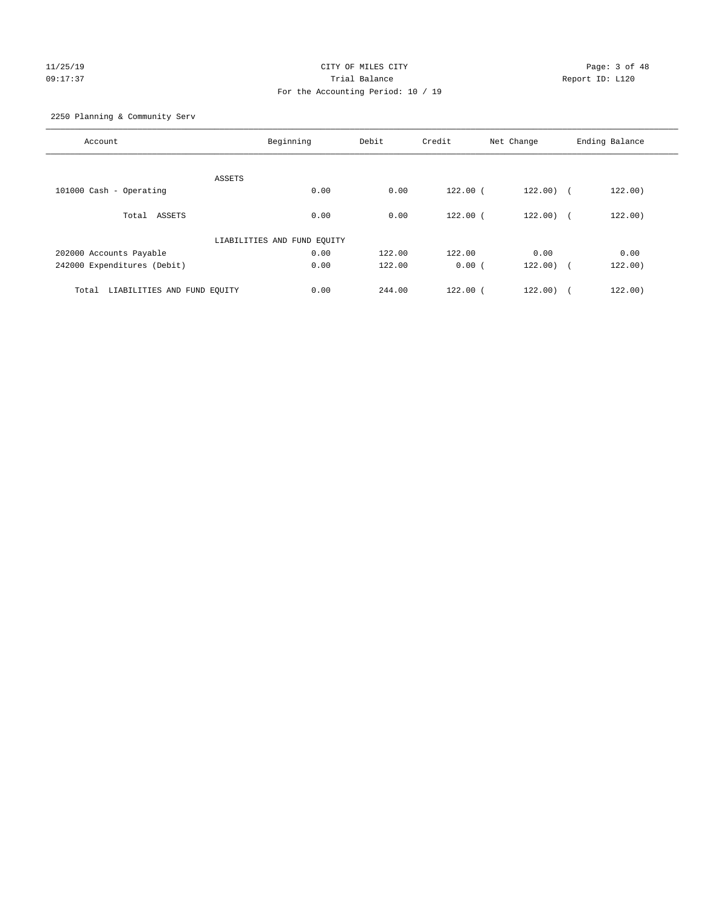CITY OF MILES CITY

Trial Balance

For the Accounting Period: 10 / 19

11/25/19
09:17:37

Report ID: L120

2250 Planning & Community Serv

| Account | Beginning | Debit | Credit | Net Change | Ending Balance |
|---|---|---|---|---|---|
| ASSETS | | | | | |
| 101000 Cash - Operating | 0.00 | 0.00 | 122.00 | ( 122.00) | ( 122.00) |
| Total ASSETS | 0.00 | 0.00 | 122.00 | ( 122.00) | ( 122.00) |
| LIABILITIES AND FUND EQUITY | | | | | |
| 202000 Accounts Payable | 0.00 | 122.00 | 122.00 | 0.00 | 0.00 |
| 242000 Expenditures (Debit) | 0.00 | 122.00 | 0.00 | ( 122.00) | ( 122.00) |
| Total LIABILITIES AND FUND EQUITY | 0.00 | 244.00 | 122.00 | ( 122.00) | ( 122.00) |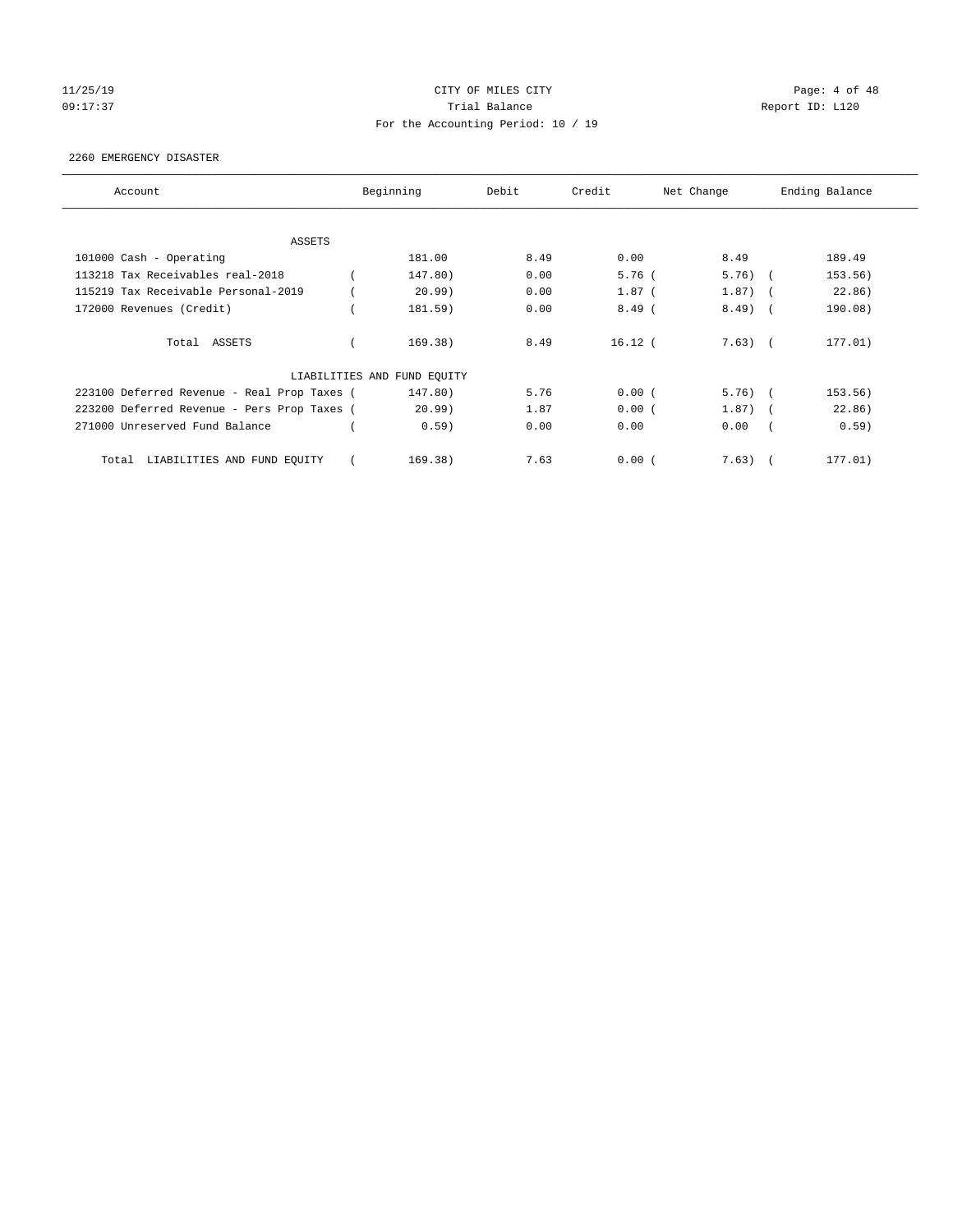CITY OF MILES CITY

Trial Balance

For the Accounting Period: 10 / 19

11/25/19
09:17:37

Report ID: L120

2260 EMERGENCY DISASTER

| Account | Beginning | Debit | Credit | Net Change | Ending Balance |
|---|---|---|---|---|---|
| ASSETS | | | | | |
| 101000 Cash - Operating | 181.00 | 8.49 | 0.00 | 8.49 | 189.49 |
| 113218 Tax Receivables real-2018 | ( 147.80) | 0.00 | 5.76 | ( 5.76) | ( 153.56) |
| 115219 Tax Receivable Personal-2019 | ( 20.99) | 0.00 | 1.87 | ( 1.87) | ( 22.86) |
| 172000 Revenues (Credit) | ( 181.59) | 0.00 | 8.49 | ( 8.49) | ( 190.08) |
| Total ASSETS | ( 169.38) | 8.49 | 16.12 | ( 7.63) | ( 177.01) |
| LIABILITIES AND FUND EQUITY | | | | | |
| 223100 Deferred Revenue - Real Prop Taxes | ( 147.80) | 5.76 | 0.00 | ( 5.76) | ( 153.56) |
| 223200 Deferred Revenue - Pers Prop Taxes | ( 20.99) | 1.87 | 0.00 | ( 1.87) | ( 22.86) |
| 271000 Unreserved Fund Balance | ( 0.59) | 0.00 | 0.00 | 0.00 | ( 0.59) |
| Total LIABILITIES AND FUND EQUITY | ( 169.38) | 7.63 | 0.00 | ( 7.63) | ( 177.01) |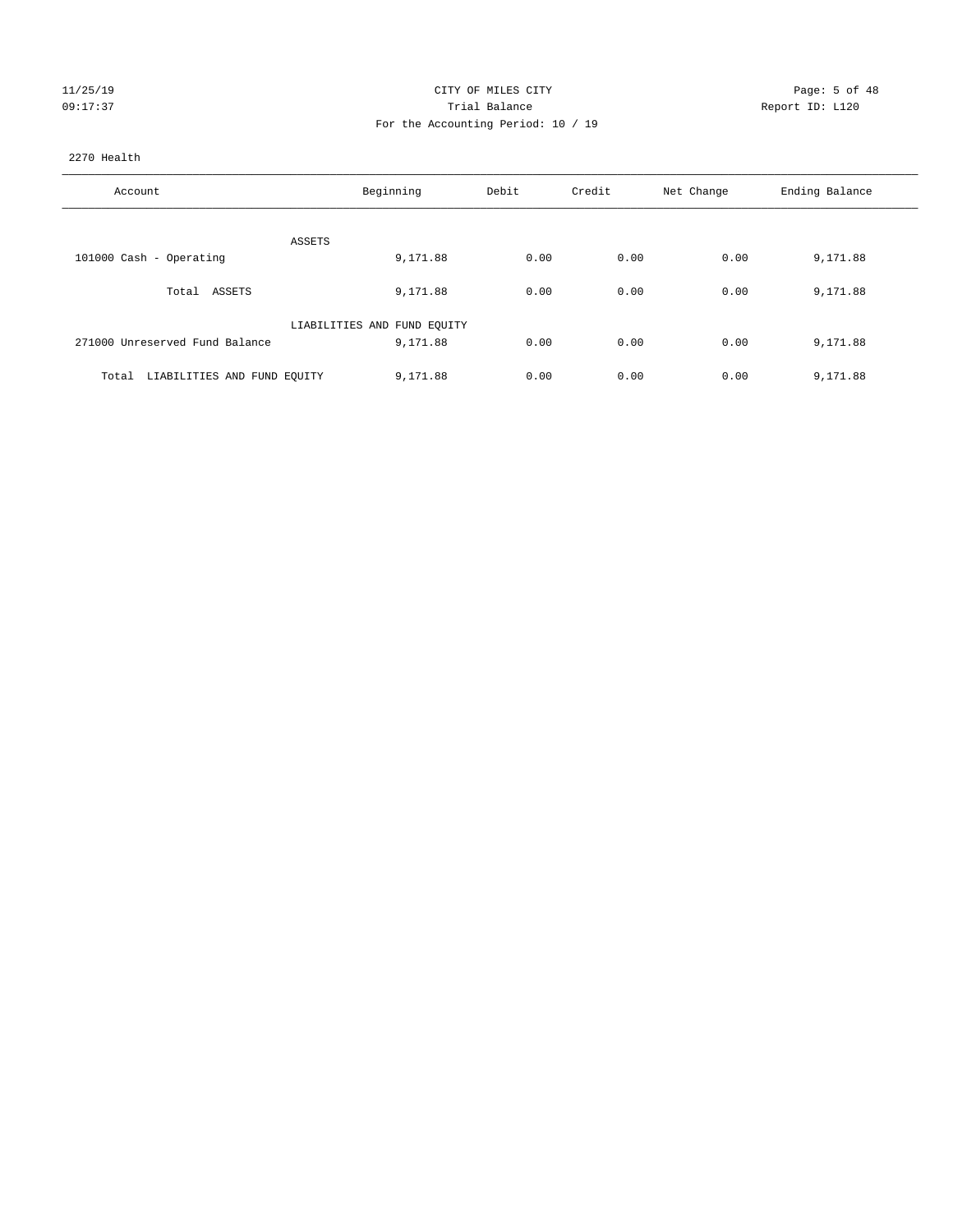CITY OF MILES CITY
Trial Balance
For the Accounting Period: 10 / 19

11/25/19
09:17:37

Report ID: L120

2270 Health

| Account | Beginning | Debit | Credit | Net Change | Ending Balance |
|---|---|---|---|---|---|
| ASSETS | | | | | |
| 101000 Cash - Operating | 9,171.88 | 0.00 | 0.00 | 0.00 | 9,171.88 |
| Total ASSETS | 9,171.88 | 0.00 | 0.00 | 0.00 | 9,171.88 |
| LIABILITIES AND FUND EQUITY | | | | | |
| 271000 Unreserved Fund Balance | 9,171.88 | 0.00 | 0.00 | 0.00 | 9,171.88 |
| Total LIABILITIES AND FUND EQUITY | 9,171.88 | 0.00 | 0.00 | 0.00 | 9,171.88 |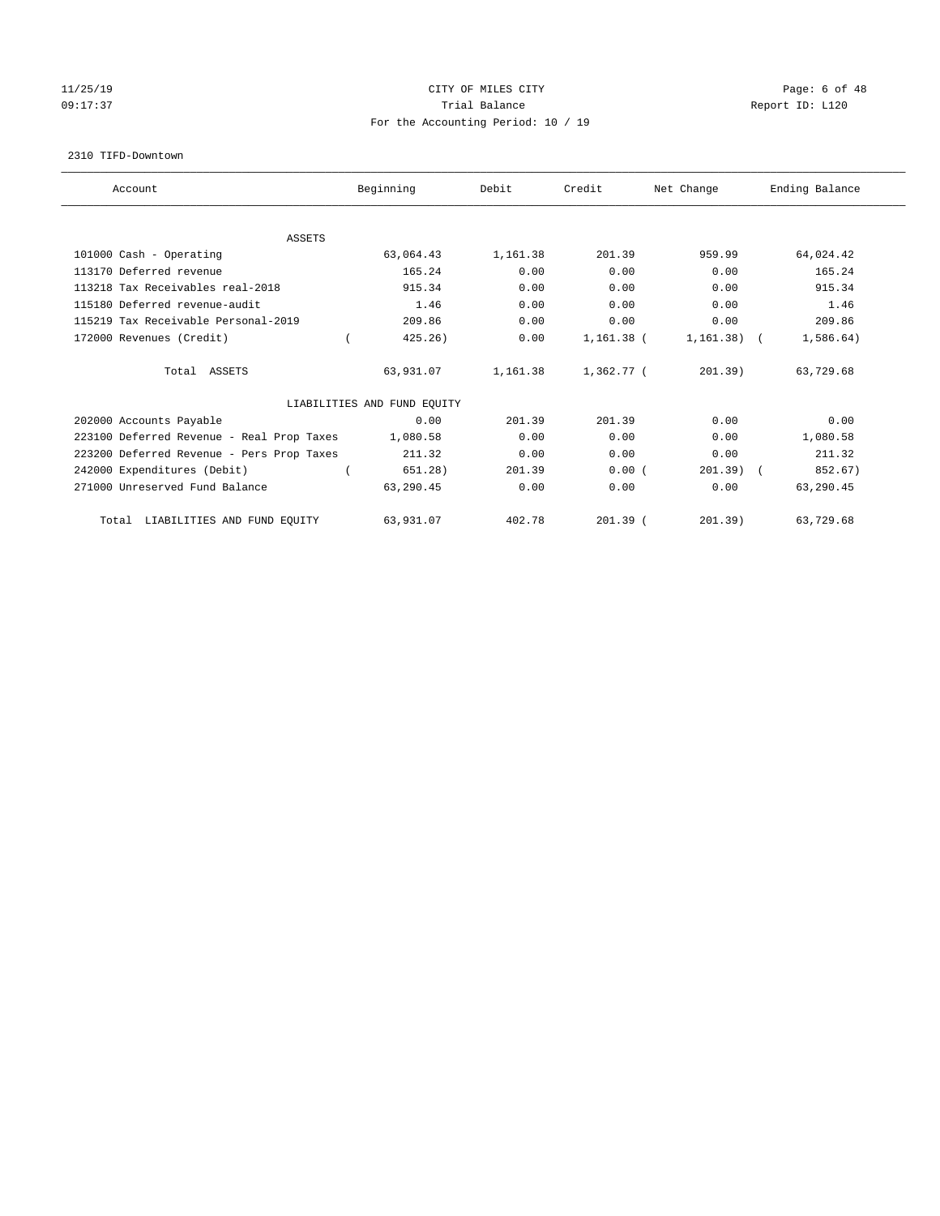CITY OF MILES CITY

Trial Balance

For the Accounting Period: 10 / 19

2310 TIFD-Downtown

| Account | Beginning | Debit | Credit | Net Change | Ending Balance |
|---|---|---|---|---|---|
| ASSETS | | | | | |
| 101000 Cash - Operating | 63,064.43 | 1,161.38 | 201.39 | 959.99 | 64,024.42 |
| 113170 Deferred revenue | 165.24 | 0.00 | 0.00 | 0.00 | 165.24 |
| 113218 Tax Receivables real-2018 | 915.34 | 0.00 | 0.00 | 0.00 | 915.34 |
| 115180 Deferred revenue-audit | 1.46 | 0.00 | 0.00 | 0.00 | 1.46 |
| 115219 Tax Receivable Personal-2019 | 209.86 | 0.00 | 0.00 | 0.00 | 209.86 |
| 172000 Revenues (Credit) | ( 425.26) | 0.00 | 1,161.38 | ( 1,161.38) | ( 1,586.64) |
| Total ASSETS | 63,931.07 | 1,161.38 | 1,362.77 | ( 201.39) | 63,729.68 |
| LIABILITIES AND FUND EQUITY | | | | | |
| 202000 Accounts Payable | 0.00 | 201.39 | 201.39 | 0.00 | 0.00 |
| 223100 Deferred Revenue - Real Prop Taxes | 1,080.58 | 0.00 | 0.00 | 0.00 | 1,080.58 |
| 223200 Deferred Revenue - Pers Prop Taxes | 211.32 | 0.00 | 0.00 | 0.00 | 211.32 |
| 242000 Expenditures (Debit) | ( 651.28) | 201.39 | 0.00 | ( 201.39) | ( 852.67) |
| 271000 Unreserved Fund Balance | 63,290.45 | 0.00 | 0.00 | 0.00 | 63,290.45 |
| Total LIABILITIES AND FUND EQUITY | 63,931.07 | 402.78 | 201.39 | ( 201.39) | 63,729.68 |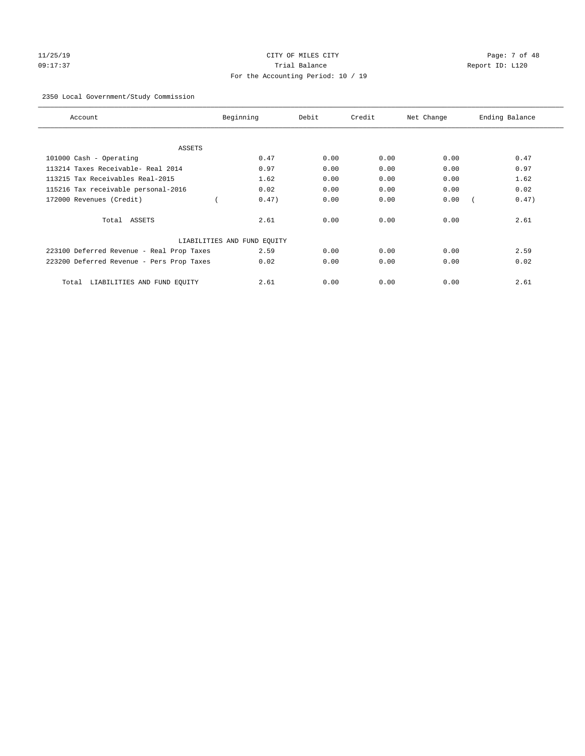CITY OF MILES CITY
Trial Balance
For the Accounting Period: 10 / 19

11/25/19
09:17:37

Report ID: L120

2350 Local Government/Study Commission

| Account | Beginning | Debit | Credit | Net Change | Ending Balance |
|---|---|---|---|---|---|
| ASSETS | | | | | |
| 101000 Cash - Operating | 0.47 | 0.00 | 0.00 | 0.00 | 0.47 |
| 113214 Taxes Receivable- Real 2014 | 0.97 | 0.00 | 0.00 | 0.00 | 0.97 |
| 113215 Tax Receivables Real-2015 | 1.62 | 0.00 | 0.00 | 0.00 | 1.62 |
| 115216 Tax receivable personal-2016 | 0.02 | 0.00 | 0.00 | 0.00 | 0.02 |
| 172000 Revenues (Credit) | ( 0.47) | 0.00 | 0.00 | 0.00 | ( 0.47) |
| Total ASSETS | 2.61 | 0.00 | 0.00 | 0.00 | 2.61 |
| LIABILITIES AND FUND EQUITY | | | | | |
| 223100 Deferred Revenue - Real Prop Taxes | 2.59 | 0.00 | 0.00 | 0.00 | 2.59 |
| 223200 Deferred Revenue - Pers Prop Taxes | 0.02 | 0.00 | 0.00 | 0.00 | 0.02 |
| Total LIABILITIES AND FUND EQUITY | 2.61 | 0.00 | 0.00 | 0.00 | 2.61 |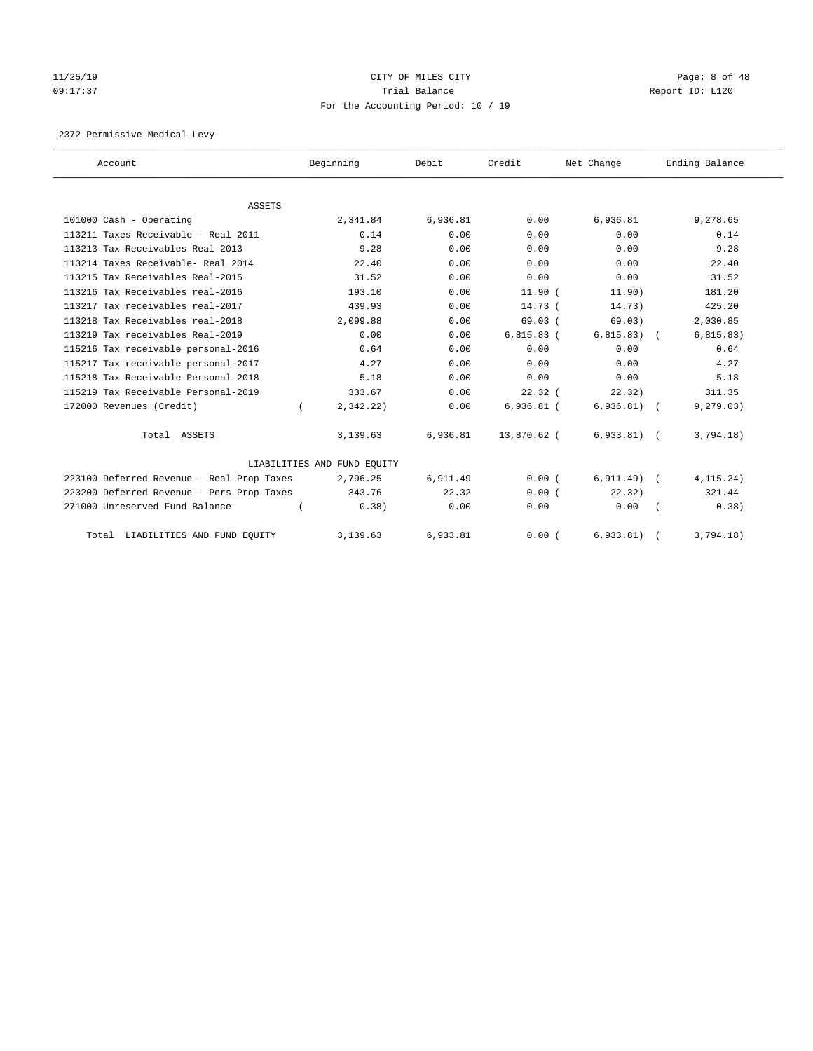# CITY OF MILES CITY

11/25/19 09:17:37

Trial Balance

Report ID: L120

For the Accounting Period: 10 / 19

2372 Permissive Medical Levy

| Account | Beginning | Debit | Credit | Net Change | Ending Balance |
|---|---|---|---|---|---|
| ASSETS | | | | | |
| 101000 Cash - Operating | 2,341.84 | 6,936.81 | 0.00 | 6,936.81 | 9,278.65 |
| 113211 Taxes Receivable - Real 2011 | 0.14 | 0.00 | 0.00 | 0.00 | 0.14 |
| 113213 Tax Receivables Real-2013 | 9.28 | 0.00 | 0.00 | 0.00 | 9.28 |
| 113214 Taxes Receivable- Real 2014 | 22.40 | 0.00 | 0.00 | 0.00 | 22.40 |
| 113215 Tax Receivables Real-2015 | 31.52 | 0.00 | 0.00 | 0.00 | 31.52 |
| 113216 Tax Receivables real-2016 | 193.10 | 0.00 | 11.90 | ( 11.90) | 181.20 |
| 113217 Tax receivables real-2017 | 439.93 | 0.00 | 14.73 | ( 14.73) | 425.20 |
| 113218 Tax Receivables real-2018 | 2,099.88 | 0.00 | 69.03 | ( 69.03) | 2,030.85 |
| 113219 Tax receivables Real-2019 | 0.00 | 0.00 | 6,815.83 | ( 6,815.83) | ( 6,815.83) |
| 115216 Tax receivable personal-2016 | 0.64 | 0.00 | 0.00 | 0.00 | 0.64 |
| 115217 Tax receivable personal-2017 | 4.27 | 0.00 | 0.00 | 0.00 | 4.27 |
| 115218 Tax Receivable Personal-2018 | 5.18 | 0.00 | 0.00 | 0.00 | 5.18 |
| 115219 Tax Receivable Personal-2019 | 333.67 | 0.00 | 22.32 | ( 22.32) | 311.35 |
| 172000 Revenues (Credit) | ( 2,342.22) | 0.00 | 6,936.81 | ( 6,936.81) | ( 9,279.03) |
| Total ASSETS | 3,139.63 | 6,936.81 | 13,870.62 | ( 6,933.81) | ( 3,794.18) |
| LIABILITIES AND FUND EQUITY | | | | | |
| 223100 Deferred Revenue - Real Prop Taxes | 2,796.25 | 6,911.49 | 0.00 | ( 6,911.49) | ( 4,115.24) |
| 223200 Deferred Revenue - Pers Prop Taxes | 343.76 | 22.32 | 0.00 | ( 22.32) | 321.44 |
| 271000 Unreserved Fund Balance | ( 0.38) | 0.00 | 0.00 | 0.00 | ( 0.38) |
| Total LIABILITIES AND FUND EQUITY | 3,139.63 | 6,933.81 | 0.00 | ( 6,933.81) | ( 3,794.18) |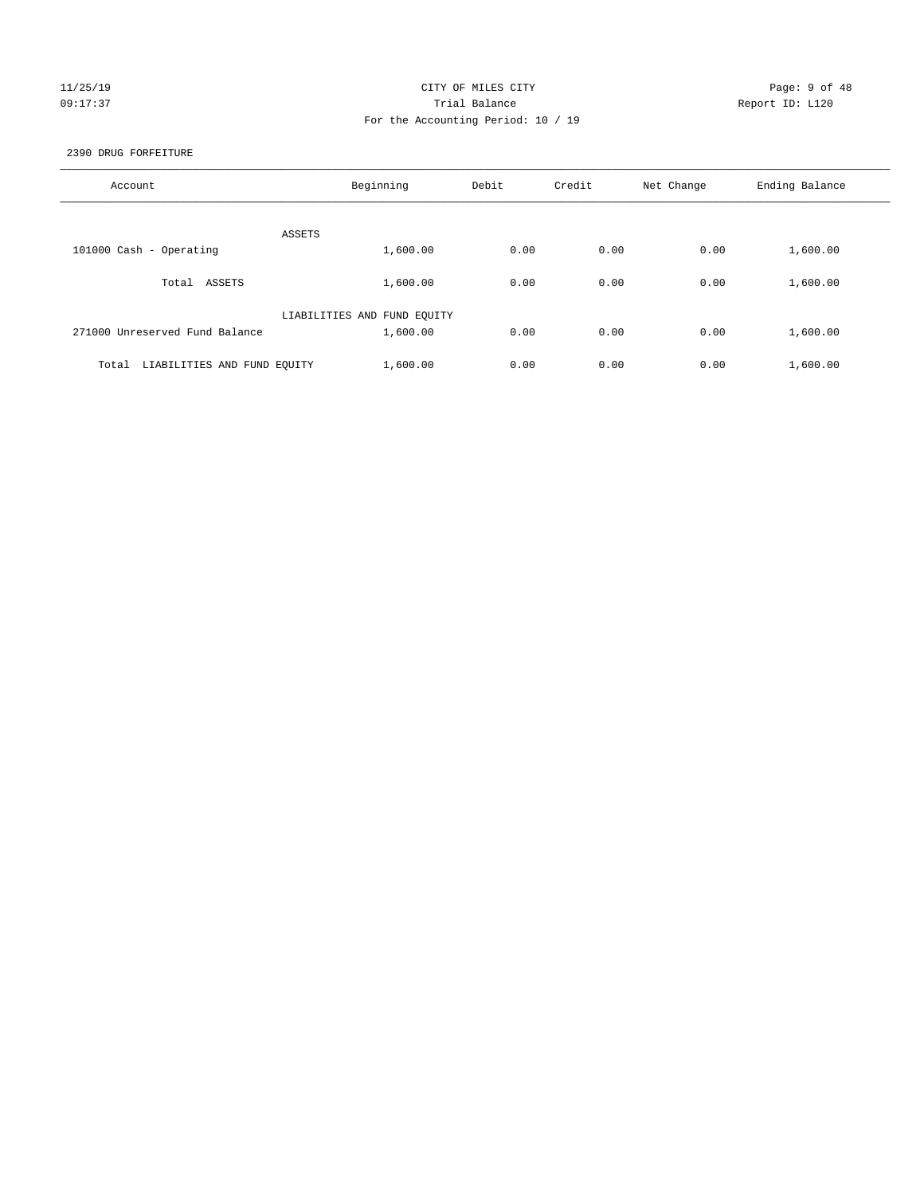CITY OF MILES CITY

Trial Balance

For the Accounting Period: 10 / 19

11/25/19 09:17:37 Report ID: L120

2390 DRUG FORFEITURE

| Account | Beginning | Debit | Credit | Net Change | Ending Balance |
|---|---|---|---|---|---|
| ASSETS | | | | | |
| 101000 Cash - Operating | 1,600.00 | 0.00 | 0.00 | 0.00 | 1,600.00 |
| Total ASSETS | 1,600.00 | 0.00 | 0.00 | 0.00 | 1,600.00 |
| LIABILITIES AND FUND EQUITY | | | | | |
| 271000 Unreserved Fund Balance | 1,600.00 | 0.00 | 0.00 | 0.00 | 1,600.00 |
| Total LIABILITIES AND FUND EQUITY | 1,600.00 | 0.00 | 0.00 | 0.00 | 1,600.00 |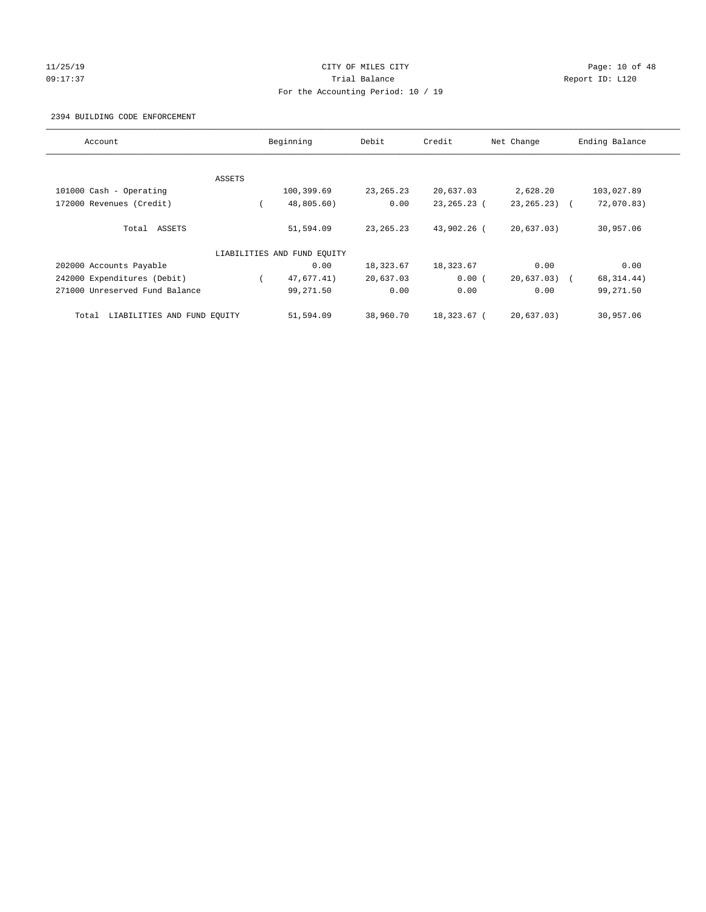CITY OF MILES CITY
Trial Balance
For the Accounting Period: 10 / 19

11/25/19
09:17:37

Report ID: L120

2394 BUILDING CODE ENFORCEMENT

| Account | Beginning | Debit | Credit | Net Change | Ending Balance |
|---|---|---|---|---|---|
| ASSETS | | | | | |
| 101000 Cash - Operating | 100,399.69 | 23,265.23 | 20,637.03 | 2,628.20 | 103,027.89 |
| 172000 Revenues (Credit) | ( 48,805.60) | 0.00 | 23,265.23 | ( 23,265.23) | ( 72,070.83) |
| Total ASSETS | 51,594.09 | 23,265.23 | 43,902.26 | ( 20,637.03) | 30,957.06 |
| LIABILITIES AND FUND EQUITY | | | | | |
| 202000 Accounts Payable | 0.00 | 18,323.67 | 18,323.67 | 0.00 | 0.00 |
| 242000 Expenditures (Debit) | ( 47,677.41) | 20,637.03 | 0.00 | ( 20,637.03) | ( 68,314.44) |
| 271000 Unreserved Fund Balance | 99,271.50 | 0.00 | 0.00 | 0.00 | 99,271.50 |
| Total LIABILITIES AND FUND EQUITY | 51,594.09 | 38,960.70 | 18,323.67 | ( 20,637.03) | 30,957.06 |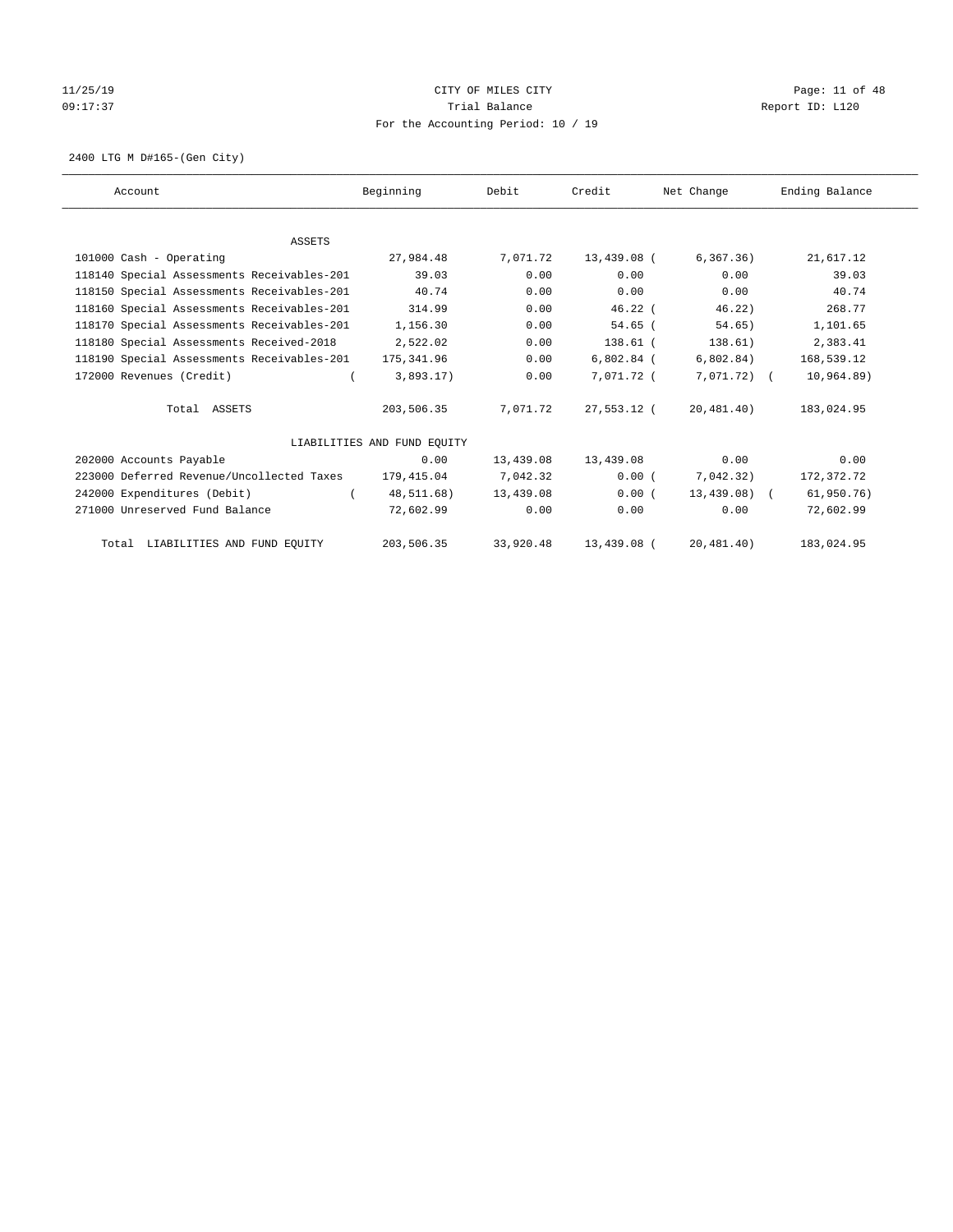CITY OF MILES CITY

Trial Balance

For the Accounting Period: 10 / 19

11/25/19 09:17:37 — Report ID: L120

2400 LTG M D#165-(Gen City)

| Account | Beginning | Debit | Credit | Net Change | Ending Balance |
|---|---|---|---|---|---|
| **ASSETS** | | | | | |
| 101000 Cash - Operating | 27,984.48 | 7,071.72 | 13,439.08 | (6,367.36) | 21,617.12 |
| 118140 Special Assessments Receivables-201 | 39.03 | 0.00 | 0.00 | 0.00 | 39.03 |
| 118150 Special Assessments Receivables-201 | 40.74 | 0.00 | 0.00 | 0.00 | 40.74 |
| 118160 Special Assessments Receivables-201 | 314.99 | 0.00 | 46.22 | (46.22) | 268.77 |
| 118170 Special Assessments Receivables-201 | 1,156.30 | 0.00 | 54.65 | (54.65) | 1,101.65 |
| 118180 Special Assessments Received-2018 | 2,522.02 | 0.00 | 138.61 | (138.61) | 2,383.41 |
| 118190 Special Assessments Receivables-201 | 175,341.96 | 0.00 | 6,802.84 | (6,802.84) | 168,539.12 |
| 172000 Revenues (Credit) | (3,893.17) | 0.00 | 7,071.72 | (7,071.72) | (10,964.89) |
| Total ASSETS | 203,506.35 | 7,071.72 | 27,553.12 | (20,481.40) | 183,024.95 |
| **LIABILITIES AND FUND EQUITY** | | | | | |
| 202000 Accounts Payable | 0.00 | 13,439.08 | 13,439.08 | 0.00 | 0.00 |
| 223000 Deferred Revenue/Uncollected Taxes | 179,415.04 | 7,042.32 | 0.00 | (7,042.32) | 172,372.72 |
| 242000 Expenditures (Debit) | (48,511.68) | 13,439.08 | 0.00 | (13,439.08) | (61,950.76) |
| 271000 Unreserved Fund Balance | 72,602.99 | 0.00 | 0.00 | 0.00 | 72,602.99 |
| Total LIABILITIES AND FUND EQUITY | 203,506.35 | 33,920.48 | 13,439.08 | (20,481.40) | 183,024.95 |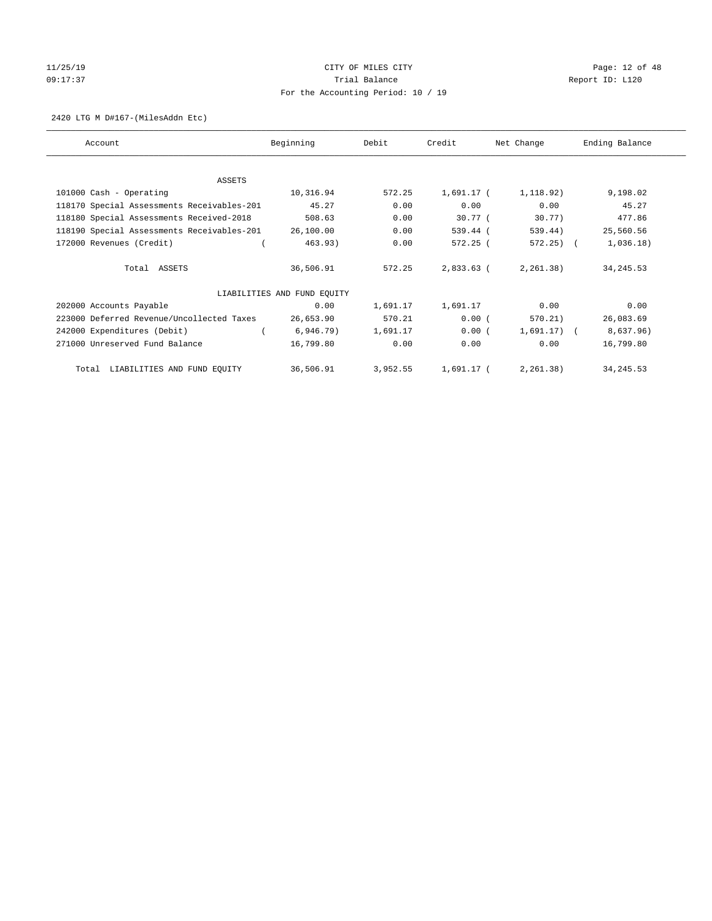CITY OF MILES CITY
Trial Balance
For the Accounting Period: 10 / 19

11/25/19
09:17:37

Report ID: L120

2420 LTG M D#167-(MilesAddn Etc)

| Account | Beginning | Debit | Credit | Net Change | Ending Balance |
|---|---|---|---|---|---|
| ASSETS | | | | | |
| 101000 Cash - Operating | 10,316.94 | 572.25 | 1,691.17 | (1,118.92) | 9,198.02 |
| 118170 Special Assessments Receivables-201 | 45.27 | 0.00 | 0.00 | 0.00 | 45.27 |
| 118180 Special Assessments Received-2018 | 508.63 | 0.00 | 30.77 | (30.77) | 477.86 |
| 118190 Special Assessments Receivables-201 | 26,100.00 | 0.00 | 539.44 | (539.44) | 25,560.56 |
| 172000 Revenues (Credit) | (463.93) | 0.00 | 572.25 | (572.25) | (1,036.18) |
| Total ASSETS | 36,506.91 | 572.25 | 2,833.63 | (2,261.38) | 34,245.53 |
| LIABILITIES AND FUND EQUITY | | | | | |
| 202000 Accounts Payable | 0.00 | 1,691.17 | 1,691.17 | 0.00 | 0.00 |
| 223000 Deferred Revenue/Uncollected Taxes | 26,653.90 | 570.21 | 0.00 | (570.21) | 26,083.69 |
| 242000 Expenditures (Debit) | (6,946.79) | 1,691.17 | 0.00 | (1,691.17) | (8,637.96) |
| 271000 Unreserved Fund Balance | 16,799.80 | 0.00 | 0.00 | 0.00 | 16,799.80 |
| Total LIABILITIES AND FUND EQUITY | 36,506.91 | 3,952.55 | 1,691.17 | (2,261.38) | 34,245.53 |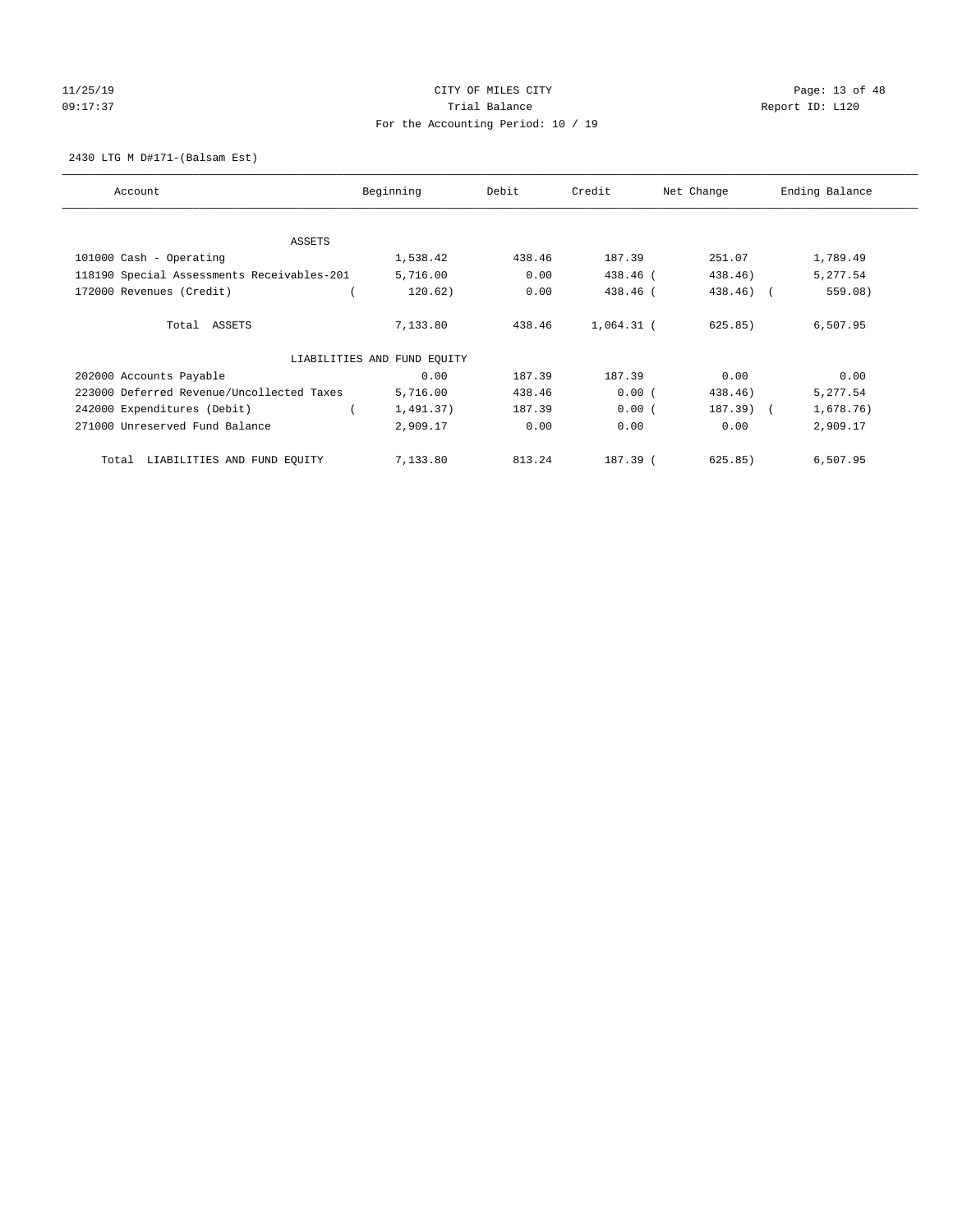CITY OF MILES CITY
Trial Balance
For the Accounting Period: 10 / 19

11/25/19
09:17:37

Report ID: L120

2430 LTG M D#171-(Balsam Est)

| Account | Beginning | Debit | Credit | Net Change | Ending Balance |
|---|---|---|---|---|---|
| **ASSETS** | | | | | |
| 101000 Cash - Operating | 1,538.42 | 438.46 | 187.39 | 251.07 | 1,789.49 |
| 118190 Special Assessments Receivables-201 | 5,716.00 | 0.00 | 438.46 | (438.46) | 5,277.54 |
| 172000 Revenues (Credit) | (120.62) | 0.00 | 438.46 | (438.46) | (559.08) |
| Total ASSETS | 7,133.80 | 438.46 | 1,064.31 | (625.85) | 6,507.95 |
| **LIABILITIES AND FUND EQUITY** | | | | | |
| 202000 Accounts Payable | 0.00 | 187.39 | 187.39 | 0.00 | 0.00 |
| 223000 Deferred Revenue/Uncollected Taxes | 5,716.00 | 438.46 | 0.00 | (438.46) | 5,277.54 |
| 242000 Expenditures (Debit) | (1,491.37) | 187.39 | 0.00 | (187.39) | (1,678.76) |
| 271000 Unreserved Fund Balance | 2,909.17 | 0.00 | 0.00 | 0.00 | 2,909.17 |
| Total LIABILITIES AND FUND EQUITY | 7,133.80 | 813.24 | 187.39 | (625.85) | 6,507.95 |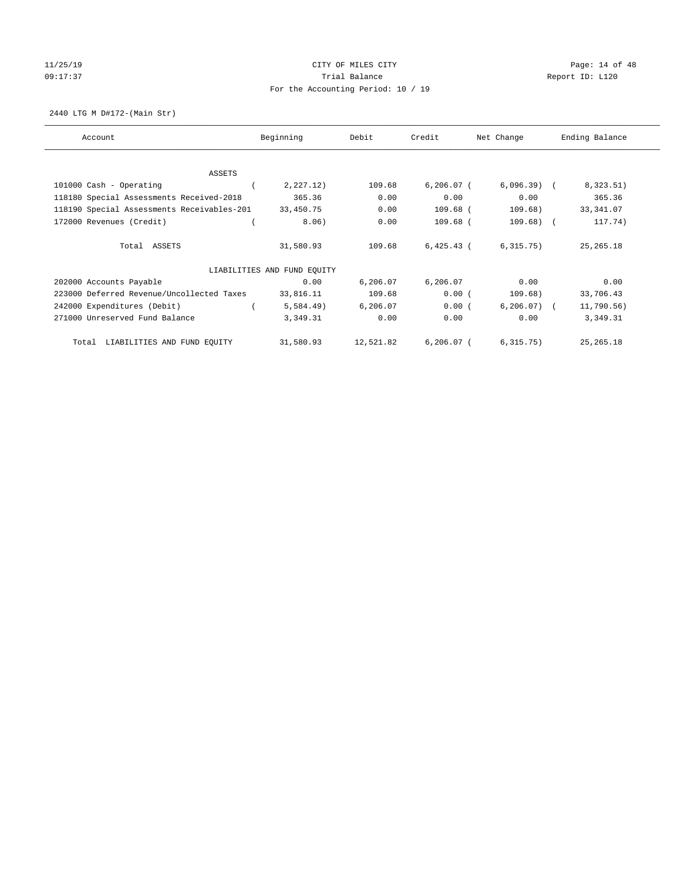CITY OF MILES CITY
Trial Balance
For the Accounting Period: 10 / 19

11/25/19
09:17:37

Report ID: L120

2440 LTG M D#172-(Main Str)

| Account | Beginning | Debit | Credit | Net Change | Ending Balance |
|---|---|---|---|---|---|
| ASSETS | | | | | |
| 101000 Cash - Operating | ( 2,227.12) | 109.68 | 6,206.07 | ( 6,096.39) | ( 8,323.51) |
| 118180 Special Assessments Received-2018 | 365.36 | 0.00 | 0.00 | 0.00 | 365.36 |
| 118190 Special Assessments Receivables-201 | 33,450.75 | 0.00 | 109.68 | ( 109.68) | 33,341.07 |
| 172000 Revenues (Credit) | ( 8.06) | 0.00 | 109.68 | ( 109.68) | ( 117.74) |
| Total ASSETS | 31,580.93 | 109.68 | 6,425.43 | ( 6,315.75) | 25,265.18 |
| LIABILITIES AND FUND EQUITY | | | | | |
| 202000 Accounts Payable | 0.00 | 6,206.07 | 6,206.07 | 0.00 | 0.00 |
| 223000 Deferred Revenue/Uncollected Taxes | 33,816.11 | 109.68 | 0.00 | ( 109.68) | 33,706.43 |
| 242000 Expenditures (Debit) | ( 5,584.49) | 6,206.07 | 0.00 | ( 6,206.07) | ( 11,790.56) |
| 271000 Unreserved Fund Balance | 3,349.31 | 0.00 | 0.00 | 0.00 | 3,349.31 |
| Total LIABILITIES AND FUND EQUITY | 31,580.93 | 12,521.82 | 6,206.07 | ( 6,315.75) | 25,265.18 |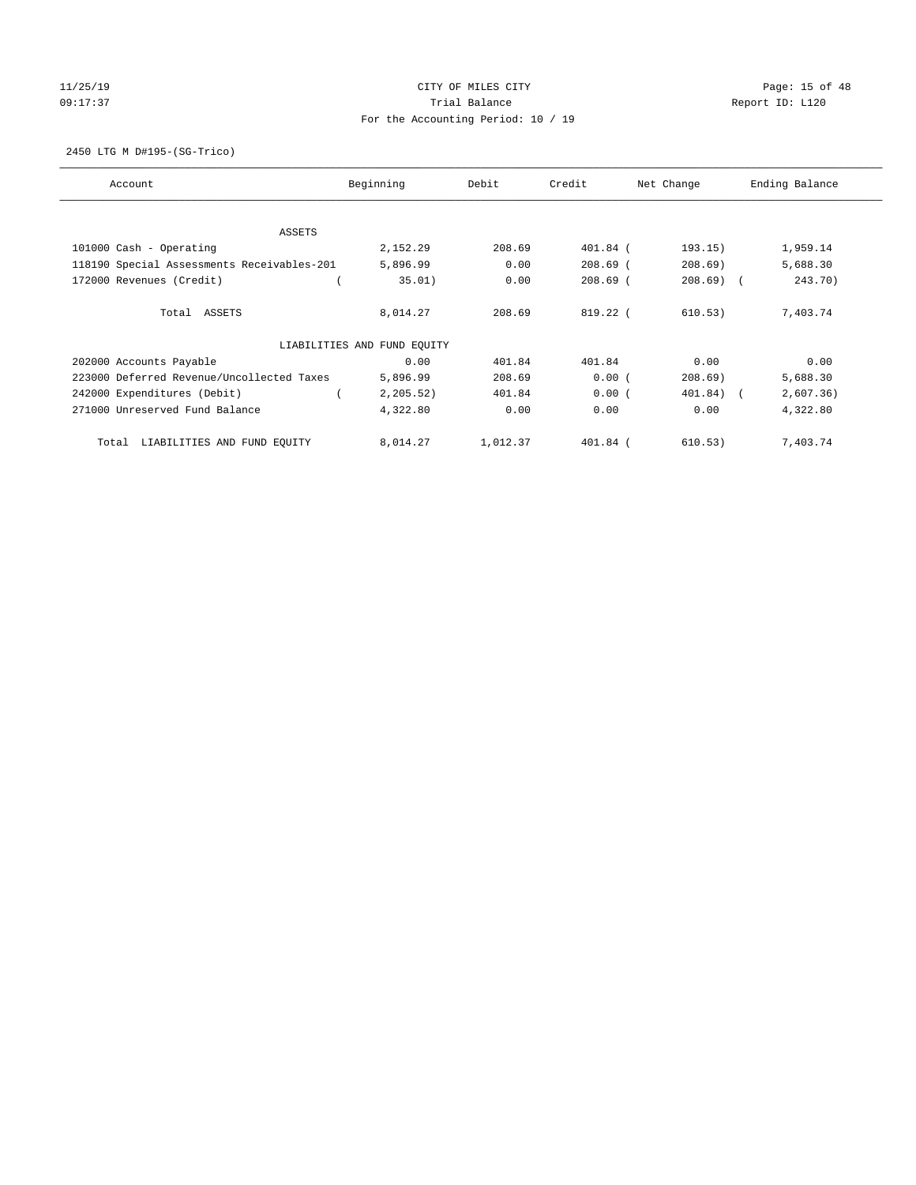CITY OF MILES CITY

Trial Balance

For the Accounting Period: 10 / 19

11/25/19 09:17:37 — Report ID: L120

2450 LTG M D#195-(SG-Trico)

| Account | Beginning | Debit | Credit | Net Change | Ending Balance |
|---|---|---|---|---|---|
| **ASSETS** | | | | | |
| 101000 Cash - Operating | 2,152.29 | 208.69 | 401.84 | ( 193.15) | 1,959.14 |
| 118190 Special Assessments Receivables-201 | 5,896.99 | 0.00 | 208.69 | ( 208.69) | 5,688.30 |
| 172000 Revenues (Credit) | ( 35.01) | 0.00 | 208.69 | ( 208.69) | ( 243.70) |
| Total ASSETS | 8,014.27 | 208.69 | 819.22 | ( 610.53) | 7,403.74 |
| **LIABILITIES AND FUND EQUITY** | | | | | |
| 202000 Accounts Payable | 0.00 | 401.84 | 401.84 | 0.00 | 0.00 |
| 223000 Deferred Revenue/Uncollected Taxes | 5,896.99 | 208.69 | 0.00 | ( 208.69) | 5,688.30 |
| 242000 Expenditures (Debit) | ( 2,205.52) | 401.84 | 0.00 | ( 401.84) | ( 2,607.36) |
| 271000 Unreserved Fund Balance | 4,322.80 | 0.00 | 0.00 | 0.00 | 4,322.80 |
| Total LIABILITIES AND FUND EQUITY | 8,014.27 | 1,012.37 | 401.84 | ( 610.53) | 7,403.74 |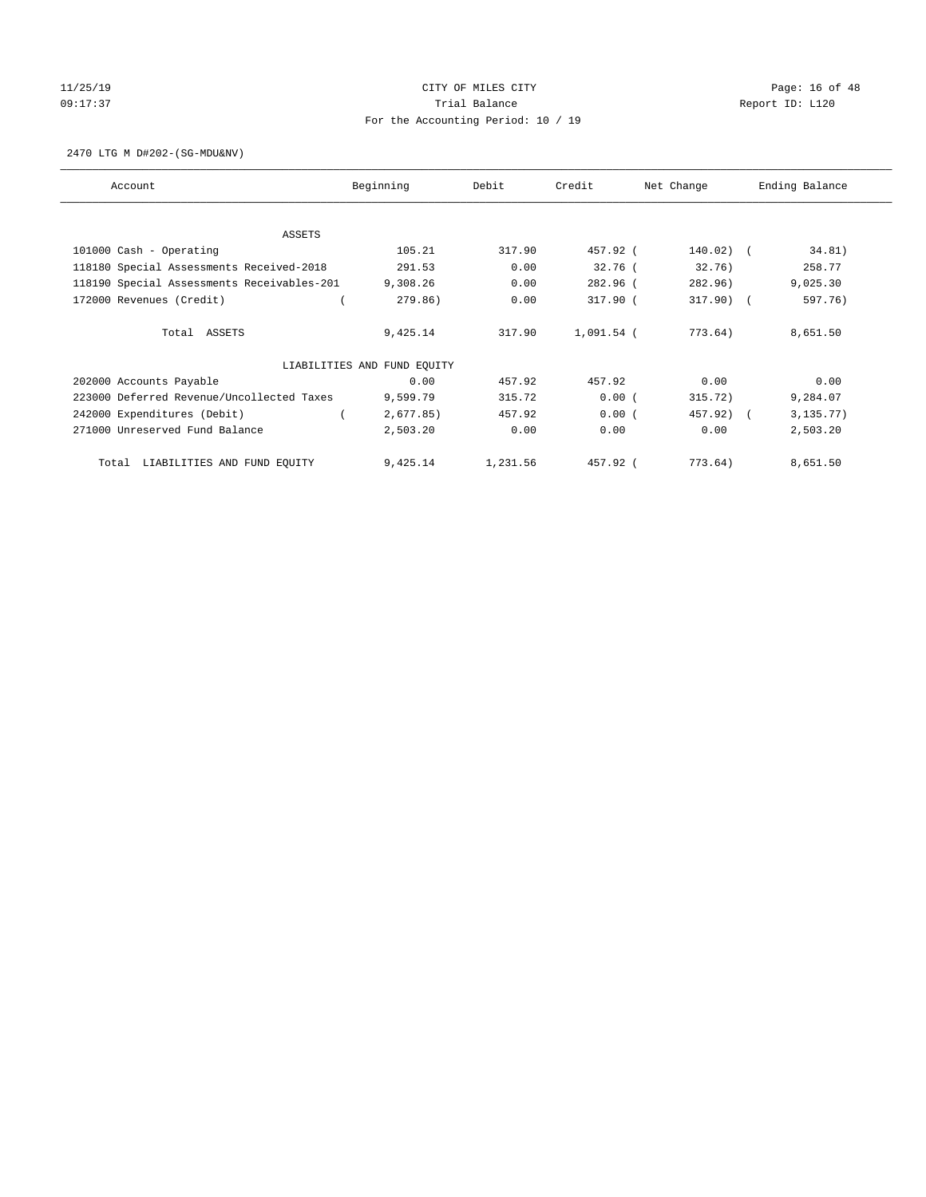CITY OF MILES CITY
Trial Balance
For the Accounting Period: 10 / 19

11/25/19
09:17:37

Report ID: L120

2470 LTG M D#202-(SG-MDU&NV)

| Account | Beginning | Debit | Credit | Net Change | Ending Balance |
|---|---|---|---|---|---|
| ASSETS | | | | | |
| 101000 Cash - Operating | 105.21 | 317.90 | 457.92 | ( 140.02) | ( 34.81) |
| 118180 Special Assessments Received-2018 | 291.53 | 0.00 | 32.76 | ( 32.76) | 258.77 |
| 118190 Special Assessments Receivables-201 | 9,308.26 | 0.00 | 282.96 | ( 282.96) | 9,025.30 |
| 172000 Revenues (Credit) | ( 279.86) | 0.00 | 317.90 | ( 317.90) | ( 597.76) |
| Total ASSETS | 9,425.14 | 317.90 | 1,091.54 | ( 773.64) | 8,651.50 |
| LIABILITIES AND FUND EQUITY | | | | | |
| 202000 Accounts Payable | 0.00 | 457.92 | 457.92 | 0.00 | 0.00 |
| 223000 Deferred Revenue/Uncollected Taxes | 9,599.79 | 315.72 | 0.00 | ( 315.72) | 9,284.07 |
| 242000 Expenditures (Debit) | ( 2,677.85) | 457.92 | 0.00 | ( 457.92) | ( 3,135.77) |
| 271000 Unreserved Fund Balance | 2,503.20 | 0.00 | 0.00 | 0.00 | 2,503.20 |
| Total LIABILITIES AND FUND EQUITY | 9,425.14 | 1,231.56 | 457.92 | ( 773.64) | 8,651.50 |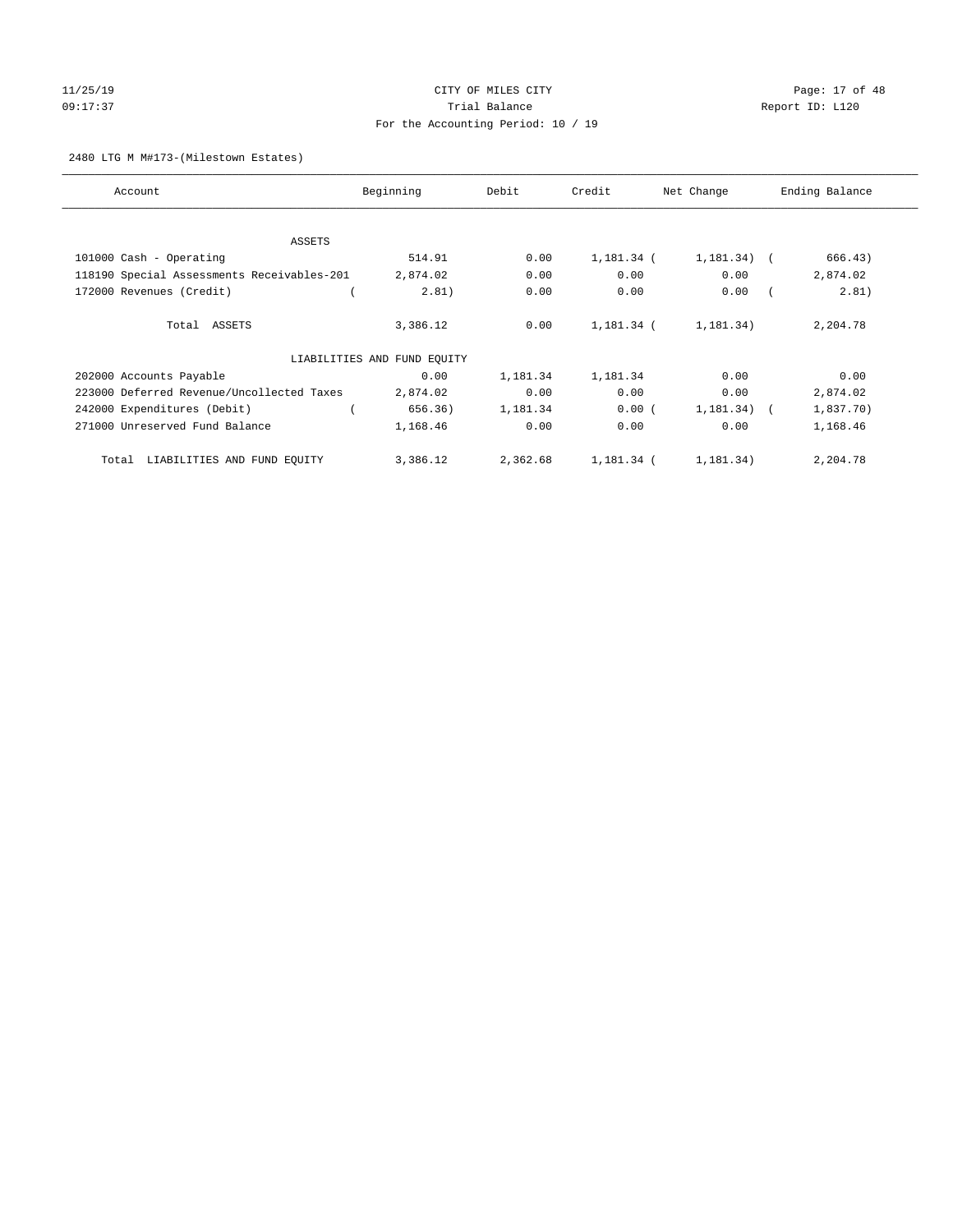CITY OF MILES CITY
Trial Balance
For the Accounting Period: 10 / 19

11/25/19
09:17:37

Report ID: L120

2480 LTG M M#173-(Milestown Estates)

| Account | Beginning | Debit | Credit | Net Change | Ending Balance |
|---|---|---|---|---|---|
| ASSETS | | | | | |
| 101000 Cash - Operating | 514.91 | 0.00 | 1,181.34 | (1,181.34) | (666.43) |
| 118190 Special Assessments Receivables-201 | 2,874.02 | 0.00 | 0.00 | 0.00 | 2,874.02 |
| 172000 Revenues (Credit) | (2.81) | 0.00 | 0.00 | 0.00 | (2.81) |
| Total ASSETS | 3,386.12 | 0.00 | 1,181.34 | (1,181.34) | 2,204.78 |
| LIABILITIES AND FUND EQUITY | | | | | |
| 202000 Accounts Payable | 0.00 | 1,181.34 | 1,181.34 | 0.00 | 0.00 |
| 223000 Deferred Revenue/Uncollected Taxes | 2,874.02 | 0.00 | 0.00 | 0.00 | 2,874.02 |
| 242000 Expenditures (Debit) | (656.36) | 1,181.34 | 0.00 | (1,181.34) | (1,837.70) |
| 271000 Unreserved Fund Balance | 1,168.46 | 0.00 | 0.00 | 0.00 | 1,168.46 |
| Total LIABILITIES AND FUND EQUITY | 3,386.12 | 2,362.68 | 1,181.34 | (1,181.34) | 2,204.78 |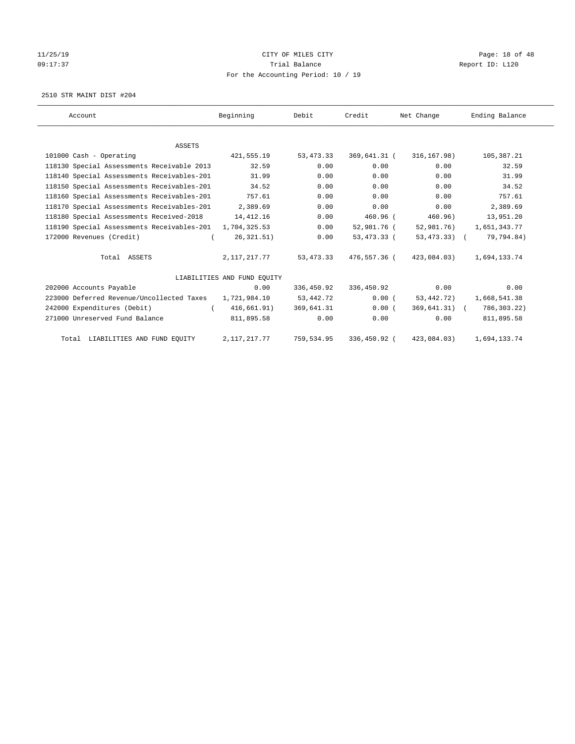CITY OF MILES CITY
Trial Balance
For the Accounting Period: 10 / 19

11/25/19
09:17:37

Report ID: L120

2510 STR MAINT DIST #204

| Account | Beginning | Debit | Credit | Net Change | Ending Balance |
|---|---|---|---|---|---|
| ASSETS | | | | | |
| 101000 Cash - Operating | 421,555.19 | 53,473.33 | 369,641.31 | ( 316,167.98) | 105,387.21 |
| 118130 Special Assessments Receivable 2013 | 32.59 | 0.00 | 0.00 | 0.00 | 32.59 |
| 118140 Special Assessments Receivables-201 | 31.99 | 0.00 | 0.00 | 0.00 | 31.99 |
| 118150 Special Assessments Receivables-201 | 34.52 | 0.00 | 0.00 | 0.00 | 34.52 |
| 118160 Special Assessments Receivables-201 | 757.61 | 0.00 | 0.00 | 0.00 | 757.61 |
| 118170 Special Assessments Receivables-201 | 2,389.69 | 0.00 | 0.00 | 0.00 | 2,389.69 |
| 118180 Special Assessments Received-2018 | 14,412.16 | 0.00 | 460.96 | ( 460.96) | 13,951.20 |
| 118190 Special Assessments Receivables-201 | 1,704,325.53 | 0.00 | 52,981.76 | ( 52,981.76) | 1,651,343.77 |
| 172000 Revenues (Credit) | ( 26,321.51) | 0.00 | 53,473.33 | ( 53,473.33) | ( 79,794.84) |
| Total ASSETS | 2,117,217.77 | 53,473.33 | 476,557.36 | ( 423,084.03) | 1,694,133.74 |
| LIABILITIES AND FUND EQUITY | | | | | |
| 202000 Accounts Payable | 0.00 | 336,450.92 | 336,450.92 | 0.00 | 0.00 |
| 223000 Deferred Revenue/Uncollected Taxes | 1,721,984.10 | 53,442.72 | 0.00 | ( 53,442.72) | 1,668,541.38 |
| 242000 Expenditures (Debit) | ( 416,661.91) | 369,641.31 | 0.00 | ( 369,641.31) | ( 786,303.22) |
| 271000 Unreserved Fund Balance | 811,895.58 | 0.00 | 0.00 | 0.00 | 811,895.58 |
| Total LIABILITIES AND FUND EQUITY | 2,117,217.77 | 759,534.95 | 336,450.92 | ( 423,084.03) | 1,694,133.74 |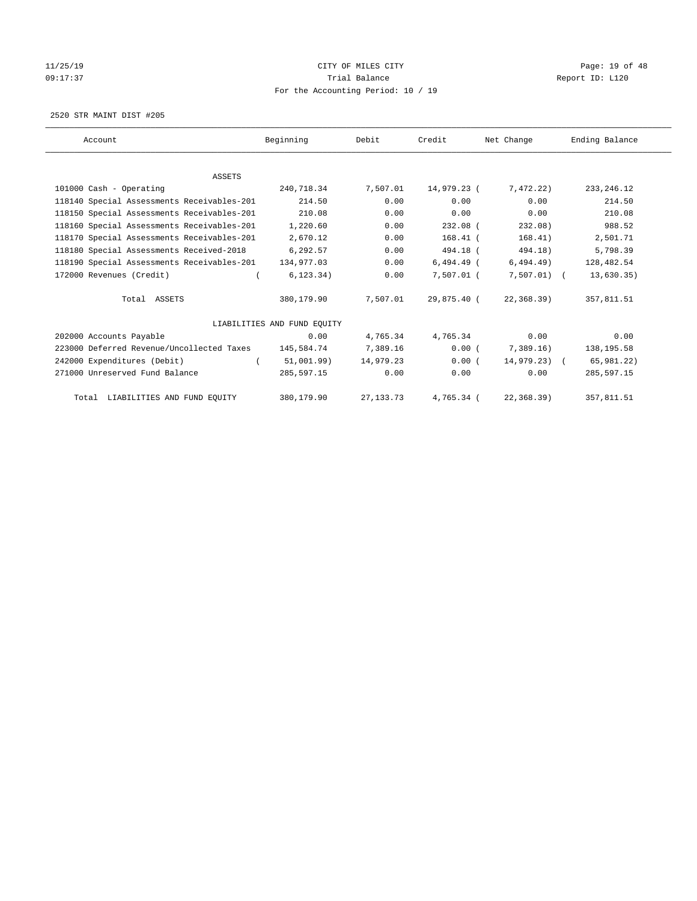CITY OF MILES CITY
Trial Balance
For the Accounting Period: 10 / 19

11/25/19
09:17:37

Report ID: L120

2520 STR MAINT DIST #205

| Account | Beginning | Debit | Credit | Net Change | Ending Balance |
|---|---|---|---|---|---|
| ASSETS | | | | | |
| 101000 Cash - Operating | 240,718.34 | 7,507.01 | 14,979.23 | (7,472.22) | 233,246.12 |
| 118140 Special Assessments Receivables-201 | 214.50 | 0.00 | 0.00 | 0.00 | 214.50 |
| 118150 Special Assessments Receivables-201 | 210.08 | 0.00 | 0.00 | 0.00 | 210.08 |
| 118160 Special Assessments Receivables-201 | 1,220.60 | 0.00 | 232.08 | (232.08) | 988.52 |
| 118170 Special Assessments Receivables-201 | 2,670.12 | 0.00 | 168.41 | (168.41) | 2,501.71 |
| 118180 Special Assessments Received-2018 | 6,292.57 | 0.00 | 494.18 | (494.18) | 5,798.39 |
| 118190 Special Assessments Receivables-201 | 134,977.03 | 0.00 | 6,494.49 | (6,494.49) | 128,482.54 |
| 172000 Revenues (Credit) | (6,123.34) | 0.00 | 7,507.01 | (7,507.01) | (13,630.35) |
| Total ASSETS | 380,179.90 | 7,507.01 | 29,875.40 | (22,368.39) | 357,811.51 |
| LIABILITIES AND FUND EQUITY | | | | | |
| 202000 Accounts Payable | 0.00 | 4,765.34 | 4,765.34 | 0.00 | 0.00 |
| 223000 Deferred Revenue/Uncollected Taxes | 145,584.74 | 7,389.16 | 0.00 | (7,389.16) | 138,195.58 |
| 242000 Expenditures (Debit) | (51,001.99) | 14,979.23 | 0.00 | (14,979.23) | (65,981.22) |
| 271000 Unreserved Fund Balance | 285,597.15 | 0.00 | 0.00 | 0.00 | 285,597.15 |
| Total LIABILITIES AND FUND EQUITY | 380,179.90 | 27,133.73 | 4,765.34 | (22,368.39) | 357,811.51 |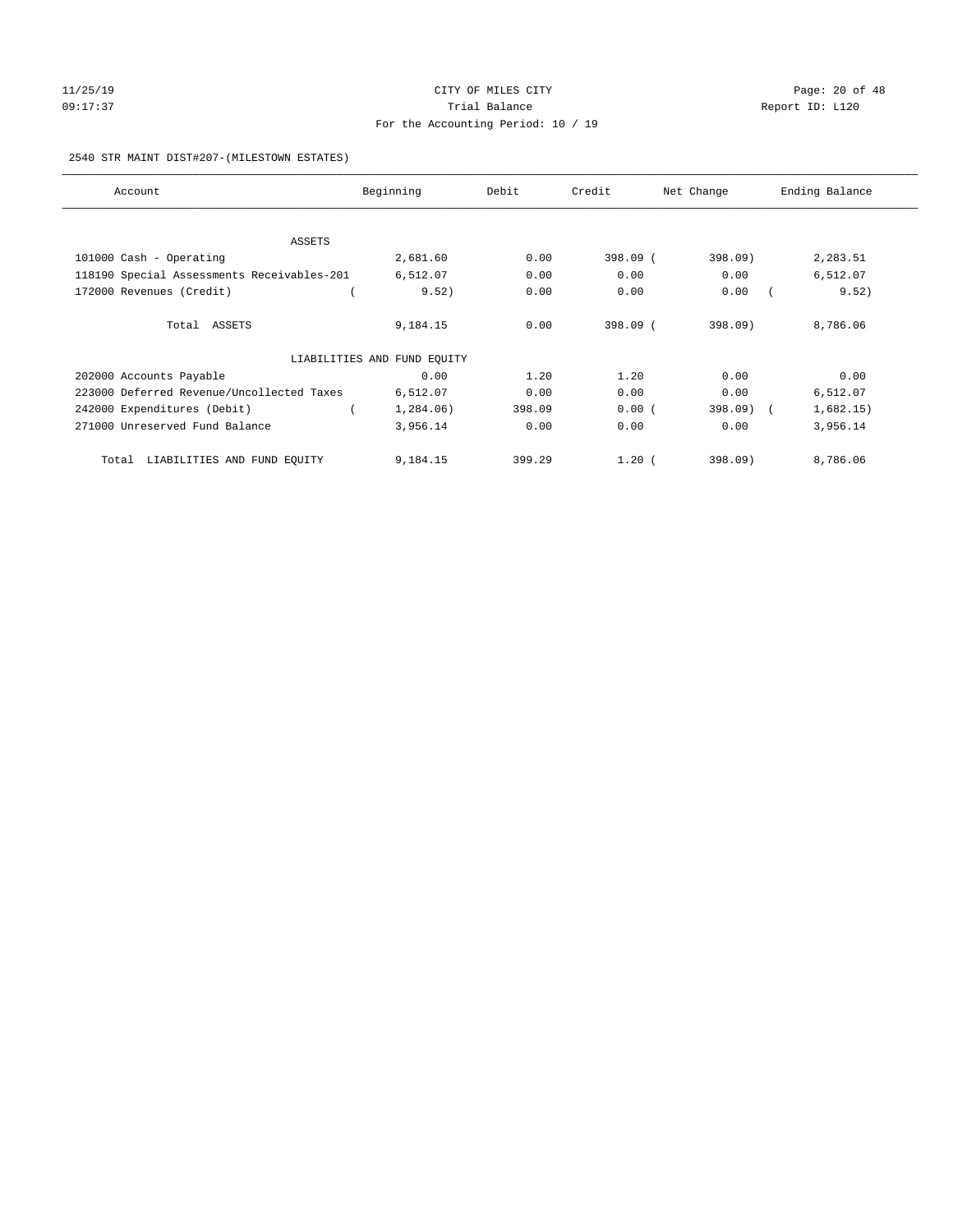CITY OF MILES CITY

Trial Balance

For the Accounting Period: 10 / 19

11/25/19 09:17:37 — Report ID: L120

2540 STR MAINT DIST#207-(MILESTOWN ESTATES)

| Account | Beginning | Debit | Credit | Net Change | Ending Balance |
|---|---|---|---|---|---|
| ASSETS | | | | | |
| 101000 Cash - Operating | 2,681.60 | 0.00 | 398.09 | (398.09) | 2,283.51 |
| 118190 Special Assessments Receivables-201 | 6,512.07 | 0.00 | 0.00 | 0.00 | 6,512.07 |
| 172000 Revenues (Credit) | (9.52) | 0.00 | 0.00 | 0.00 | (9.52) |
| Total ASSETS | 9,184.15 | 0.00 | 398.09 | (398.09) | 8,786.06 |
| LIABILITIES AND FUND EQUITY | | | | | |
| 202000 Accounts Payable | 0.00 | 1.20 | 1.20 | 0.00 | 0.00 |
| 223000 Deferred Revenue/Uncollected Taxes | 6,512.07 | 0.00 | 0.00 | 0.00 | 6,512.07 |
| 242000 Expenditures (Debit) | (1,284.06) | 398.09 | 0.00 | (398.09) | (1,682.15) |
| 271000 Unreserved Fund Balance | 3,956.14 | 0.00 | 0.00 | 0.00 | 3,956.14 |
| Total LIABILITIES AND FUND EQUITY | 9,184.15 | 399.29 | 1.20 | (398.09) | 8,786.06 |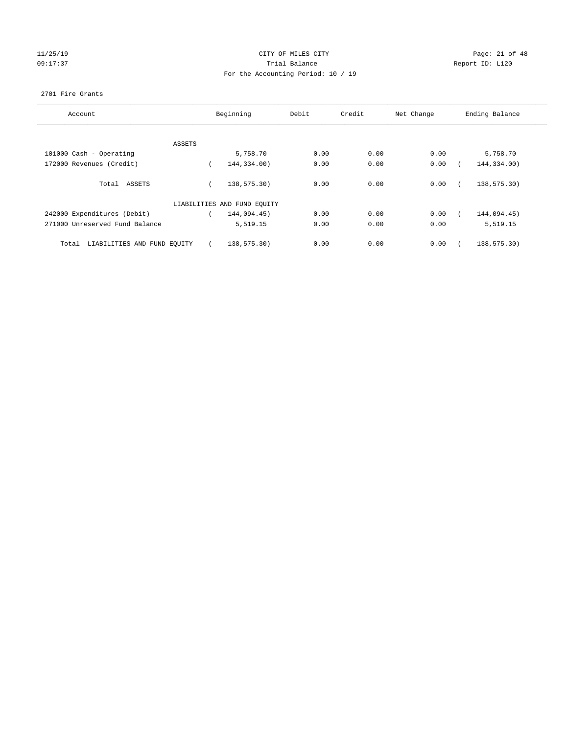CITY OF MILES CITY

Trial Balance

For the Accounting Period: 10 / 19

11/25/19 09:17:37 — Report ID: L120

2701 Fire Grants

| Account | Beginning | Debit | Credit | Net Change | Ending Balance |
|---|---|---|---|---|---|
| ASSETS | | | | | |
| 101000 Cash - Operating | 5,758.70 | 0.00 | 0.00 | 0.00 | 5,758.70 |
| 172000 Revenues (Credit) | ( 144,334.00) | 0.00 | 0.00 | 0.00 | ( 144,334.00) |
| Total ASSETS | ( 138,575.30) | 0.00 | 0.00 | 0.00 | ( 138,575.30) |
| LIABILITIES AND FUND EQUITY | | | | | |
| 242000 Expenditures (Debit) | ( 144,094.45) | 0.00 | 0.00 | 0.00 | ( 144,094.45) |
| 271000 Unreserved Fund Balance | 5,519.15 | 0.00 | 0.00 | 0.00 | 5,519.15 |
| Total LIABILITIES AND FUND EQUITY | ( 138,575.30) | 0.00 | 0.00 | 0.00 | ( 138,575.30) |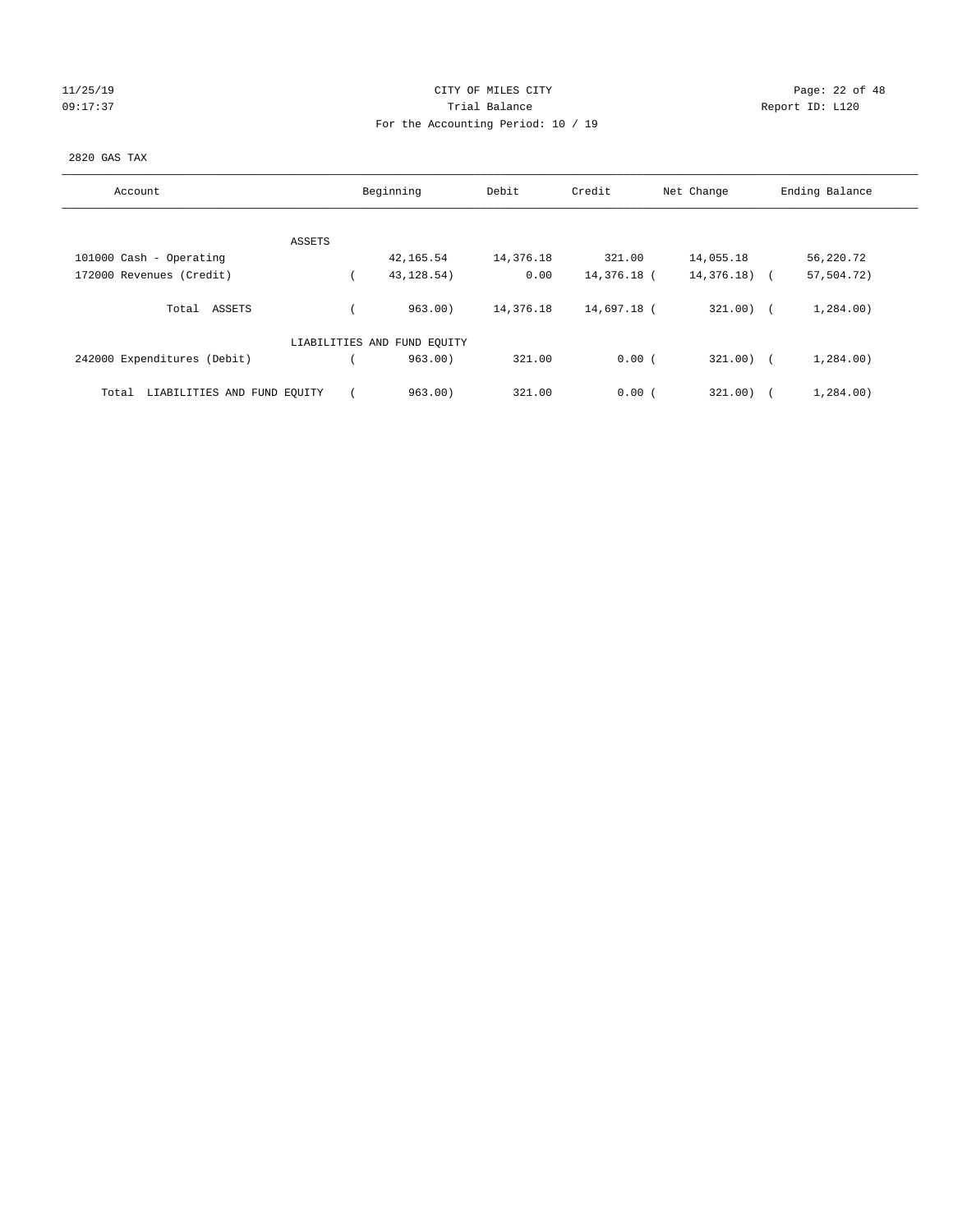# CITY OF MILES CITY

## Trial Balance

### For the Accounting Period: 10 / 19

11/25/19
09:17:37

Report ID: L120

2820 GAS TAX

| Account | Beginning | Debit | Credit | Net Change | Ending Balance |
|---|---|---|---|---|---|
| ASSETS | | | | | |
| 101000 Cash - Operating | 42,165.54 | 14,376.18 | 321.00 | 14,055.18 | 56,220.72 |
| 172000 Revenues (Credit) | ( 43,128.54) | 0.00 | 14,376.18 | ( 14,376.18) | ( 57,504.72) |
| Total ASSETS | ( 963.00) | 14,376.18 | 14,697.18 | ( 321.00) | ( 1,284.00) |
| LIABILITIES AND FUND EQUITY | | | | | |
| 242000 Expenditures (Debit) | ( 963.00) | 321.00 | 0.00 | ( 321.00) | ( 1,284.00) |
| Total LIABILITIES AND FUND EQUITY | ( 963.00) | 321.00 | 0.00 | ( 321.00) | ( 1,284.00) |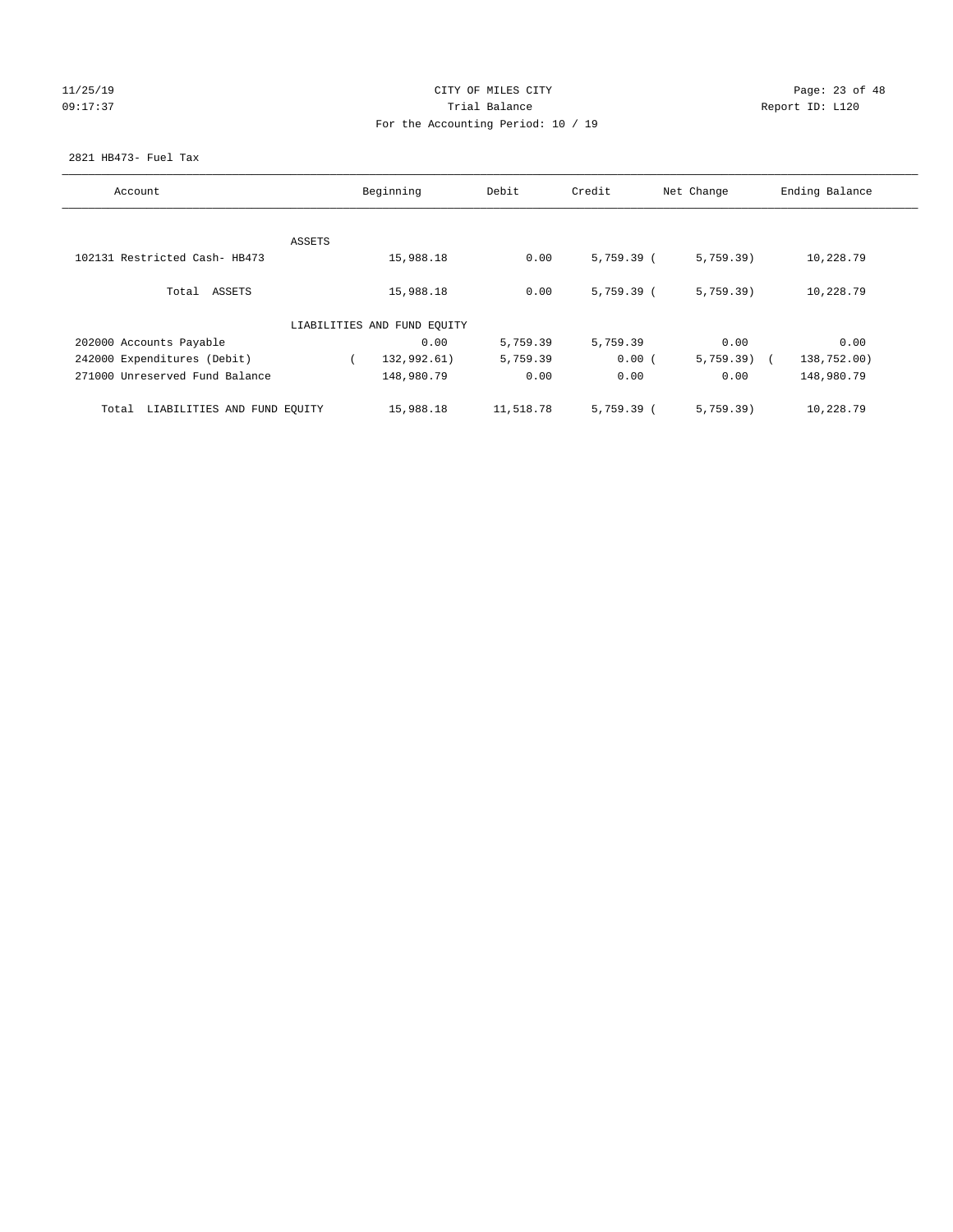CITY OF MILES CITY

Trial Balance

For the Accounting Period: 10 / 19

11/25/19 09:17:37 Report ID: L120

2821 HB473- Fuel Tax

| Account | Beginning | Debit | Credit | Net Change | Ending Balance |
|---|---|---|---|---|---|
| ASSETS | | | | | |
| 102131 Restricted Cash- HB473 | 15,988.18 | 0.00 | 5,759.39 | ( 5,759.39) | 10,228.79 |
| Total ASSETS | 15,988.18 | 0.00 | 5,759.39 | ( 5,759.39) | 10,228.79 |
| LIABILITIES AND FUND EQUITY | | | | | |
| 202000 Accounts Payable | 0.00 | 5,759.39 | 5,759.39 | 0.00 | 0.00 |
| 242000 Expenditures (Debit) | ( 132,992.61) | 5,759.39 | 0.00 | ( 5,759.39) | ( 138,752.00) |
| 271000 Unreserved Fund Balance | 148,980.79 | 0.00 | 0.00 | 0.00 | 148,980.79 |
| Total LIABILITIES AND FUND EQUITY | 15,988.18 | 11,518.78 | 5,759.39 | ( 5,759.39) | 10,228.79 |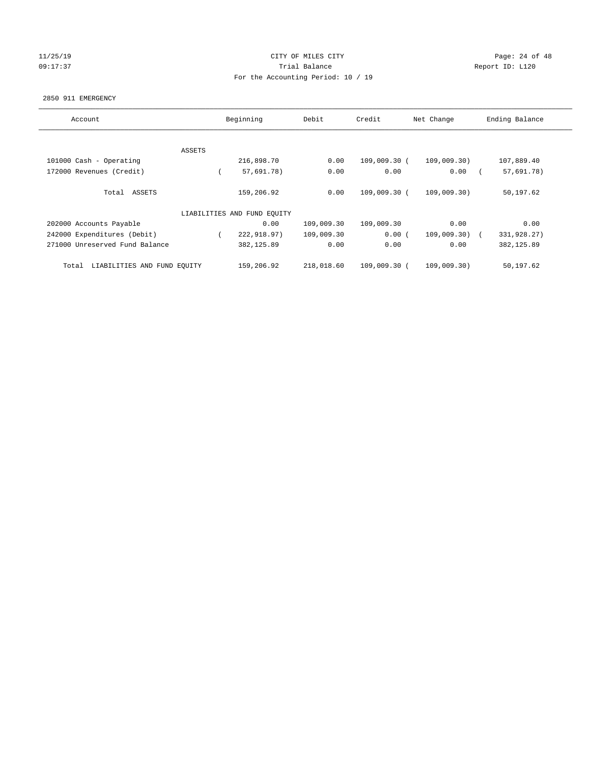CITY OF MILES CITY
Trial Balance
For the Accounting Period: 10 / 19

11/25/19 09:17:37 — Report ID: L120

2850 911 EMERGENCY

| Account | Beginning | Debit | Credit | Net Change | Ending Balance |
|---|---|---|---|---|---|
| ASSETS | | | | | |
| 101000 Cash - Operating | 216,898.70 | 0.00 | 109,009.30 | (109,009.30) | 107,889.40 |
| 172000 Revenues (Credit) | (57,691.78) | 0.00 | 0.00 | 0.00 | (57,691.78) |
| Total ASSETS | 159,206.92 | 0.00 | 109,009.30 | (109,009.30) | 50,197.62 |
| LIABILITIES AND FUND EQUITY | | | | | |
| 202000 Accounts Payable | 0.00 | 109,009.30 | 109,009.30 | 0.00 | 0.00 |
| 242000 Expenditures (Debit) | (222,918.97) | 109,009.30 | 0.00 | (109,009.30) | (331,928.27) |
| 271000 Unreserved Fund Balance | 382,125.89 | 0.00 | 0.00 | 0.00 | 382,125.89 |
| Total LIABILITIES AND FUND EQUITY | 159,206.92 | 218,018.60 | 109,009.30 | (109,009.30) | 50,197.62 |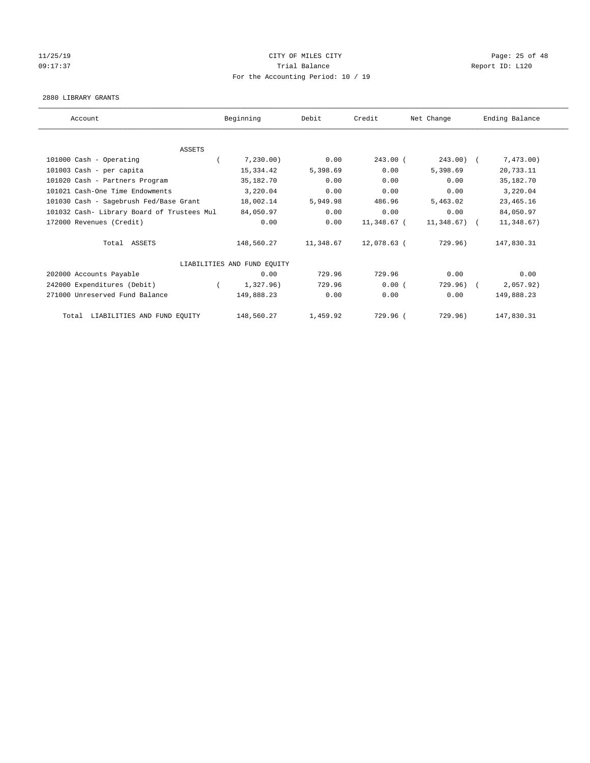# CITY OF MILES CITY

Trial Balance

For the Accounting Period: 10 / 19

11/25/19
09:17:37

Report ID: L120

2880 LIBRARY GRANTS

| Account | Beginning | Debit | Credit | Net Change | Ending Balance |
|---|---|---|---|---|---|
| ASSETS | | | | | |
| 101000 Cash - Operating | ( 7,230.00) | 0.00 | 243.00 | ( 243.00) | ( 7,473.00) |
| 101003 Cash - per capita | 15,334.42 | 5,398.69 | 0.00 | 5,398.69 | 20,733.11 |
| 101020 Cash - Partners Program | 35,182.70 | 0.00 | 0.00 | 0.00 | 35,182.70 |
| 101021 Cash-One Time Endowments | 3,220.04 | 0.00 | 0.00 | 0.00 | 3,220.04 |
| 101030 Cash - Sagebrush Fed/Base Grant | 18,002.14 | 5,949.98 | 486.96 | 5,463.02 | 23,465.16 |
| 101032 Cash- Library Board of Trustees Mul | 84,050.97 | 0.00 | 0.00 | 0.00 | 84,050.97 |
| 172000 Revenues (Credit) | 0.00 | 0.00 | 11,348.67 | ( 11,348.67) | ( 11,348.67) |
| Total ASSETS | 148,560.27 | 11,348.67 | 12,078.63 | ( 729.96) | 147,830.31 |
| LIABILITIES AND FUND EQUITY | | | | | |
| 202000 Accounts Payable | 0.00 | 729.96 | 729.96 | 0.00 | 0.00 |
| 242000 Expenditures (Debit) | ( 1,327.96) | 729.96 | 0.00 | ( 729.96) | ( 2,057.92) |
| 271000 Unreserved Fund Balance | 149,888.23 | 0.00 | 0.00 | 0.00 | 149,888.23 |
| Total LIABILITIES AND FUND EQUITY | 148,560.27 | 1,459.92 | 729.96 | ( 729.96) | 147,830.31 |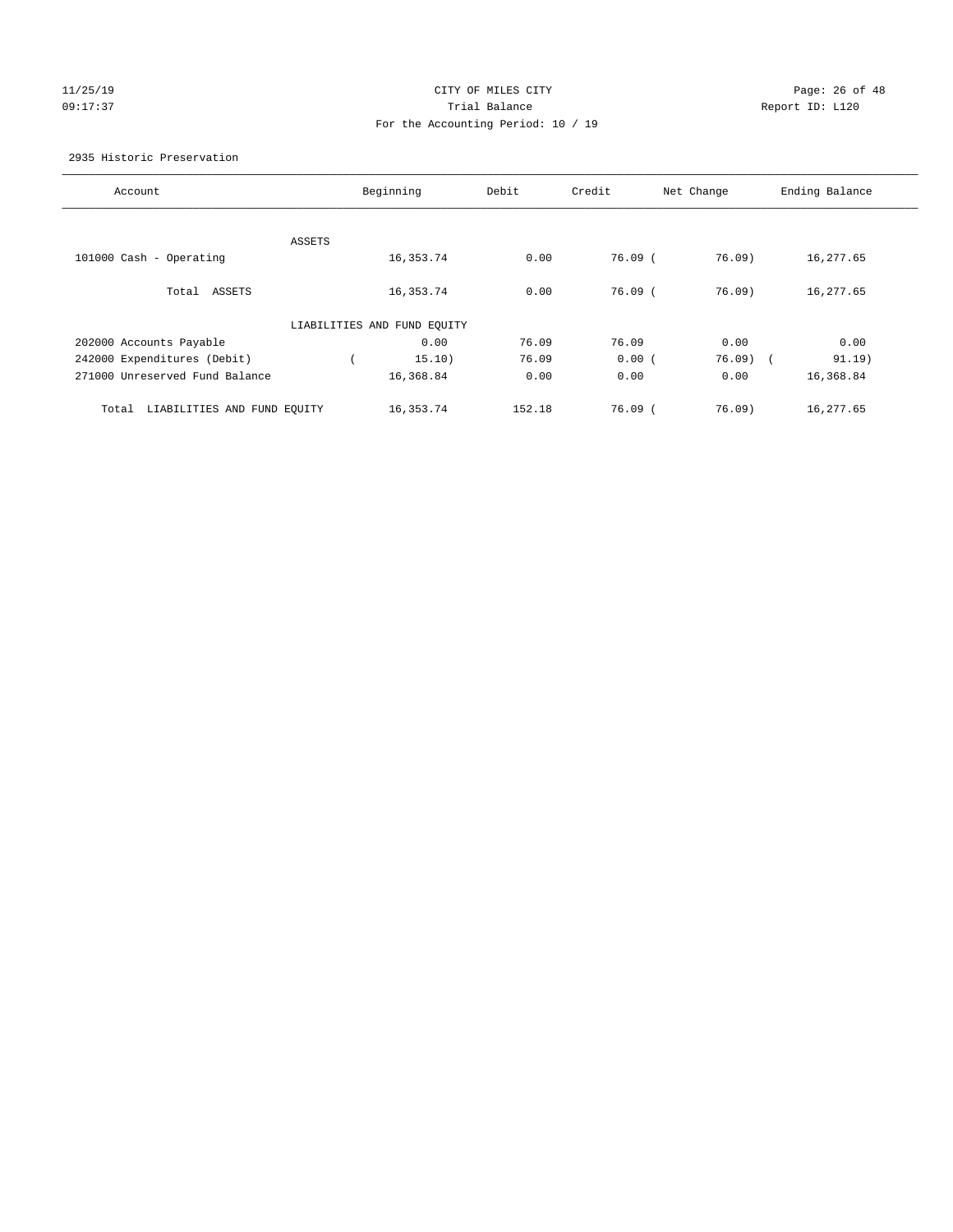CITY OF MILES CITY
Trial Balance
For the Accounting Period: 10 / 19

11/25/19
09:17:37

Report ID: L120

2935 Historic Preservation

| Account | Beginning | Debit | Credit | Net Change | Ending Balance |
|---|---|---|---|---|---|
| ASSETS | | | | | |
| 101000 Cash - Operating | 16,353.74 | 0.00 | 76.09 | ( 76.09) | 16,277.65 |
| Total ASSETS | 16,353.74 | 0.00 | 76.09 | ( 76.09) | 16,277.65 |
| LIABILITIES AND FUND EQUITY | | | | | |
| 202000 Accounts Payable | 0.00 | 76.09 | 76.09 | 0.00 | 0.00 |
| 242000 Expenditures (Debit) | ( 15.10) | 76.09 | 0.00 | ( 76.09) | ( 91.19) |
| 271000 Unreserved Fund Balance | 16,368.84 | 0.00 | 0.00 | 0.00 | 16,368.84 |
| Total LIABILITIES AND FUND EQUITY | 16,353.74 | 152.18 | 76.09 | ( 76.09) | 16,277.65 |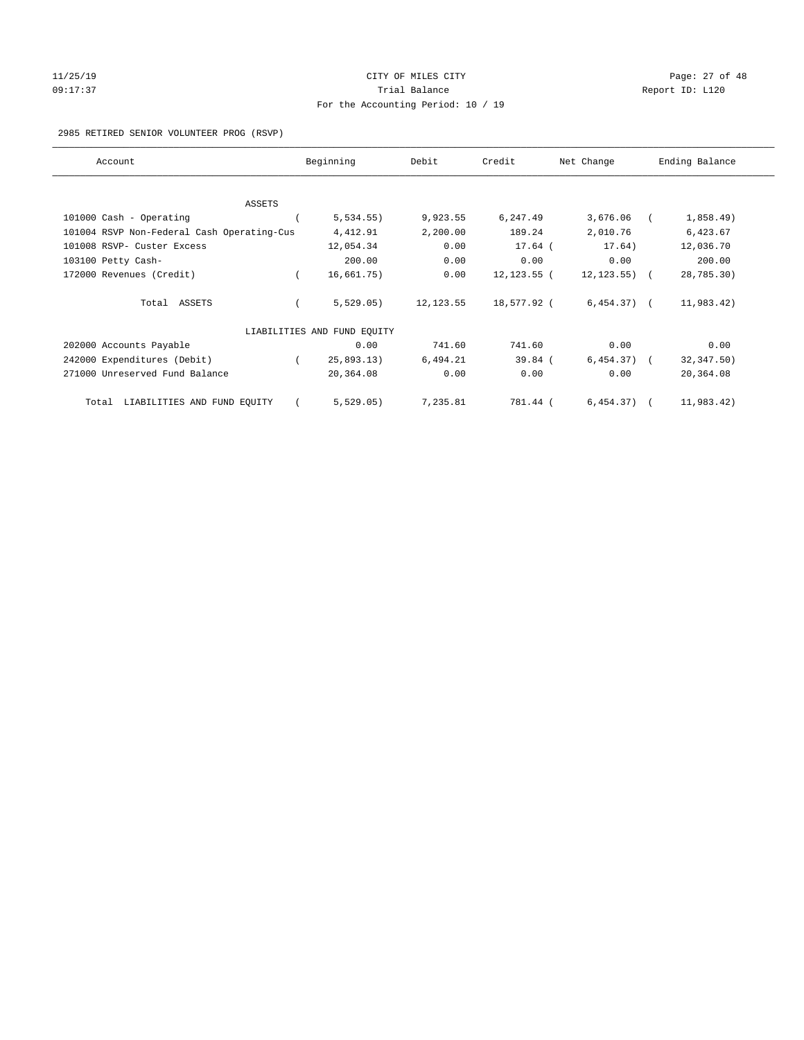# CITY OF MILES CITY

## Trial Balance

### For the Accounting Period: 10 / 19

11/25/19 09:17:37 — Report ID: L120

2985 RETIRED SENIOR VOLUNTEER PROG (RSVP)

| Account | Beginning | Debit | Credit | Net Change | Ending Balance |
|---|---|---|---|---|---|
| ASSETS | | | | | |
| 101000 Cash - Operating | ( 5,534.55) | 9,923.55 | 6,247.49 | 3,676.06 | ( 1,858.49) |
| 101004 RSVP Non-Federal Cash Operating-Cus | 4,412.91 | 2,200.00 | 189.24 | 2,010.76 | 6,423.67 |
| 101008 RSVP- Custer Excess | 12,054.34 | 0.00 | 17.64 | ( 17.64) | 12,036.70 |
| 103100 Petty Cash- | 200.00 | 0.00 | 0.00 | 0.00 | 200.00 |
| 172000 Revenues (Credit) | ( 16,661.75) | 0.00 | 12,123.55 | ( 12,123.55) | ( 28,785.30) |
| Total ASSETS | ( 5,529.05) | 12,123.55 | 18,577.92 | ( 6,454.37) | ( 11,983.42) |
| LIABILITIES AND FUND EQUITY | | | | | |
| 202000 Accounts Payable | 0.00 | 741.60 | 741.60 | 0.00 | 0.00 |
| 242000 Expenditures (Debit) | ( 25,893.13) | 6,494.21 | 39.84 | ( 6,454.37) | ( 32,347.50) |
| 271000 Unreserved Fund Balance | 20,364.08 | 0.00 | 0.00 | 0.00 | 20,364.08 |
| Total LIABILITIES AND FUND EQUITY | ( 5,529.05) | 7,235.81 | 781.44 | ( 6,454.37) | ( 11,983.42) |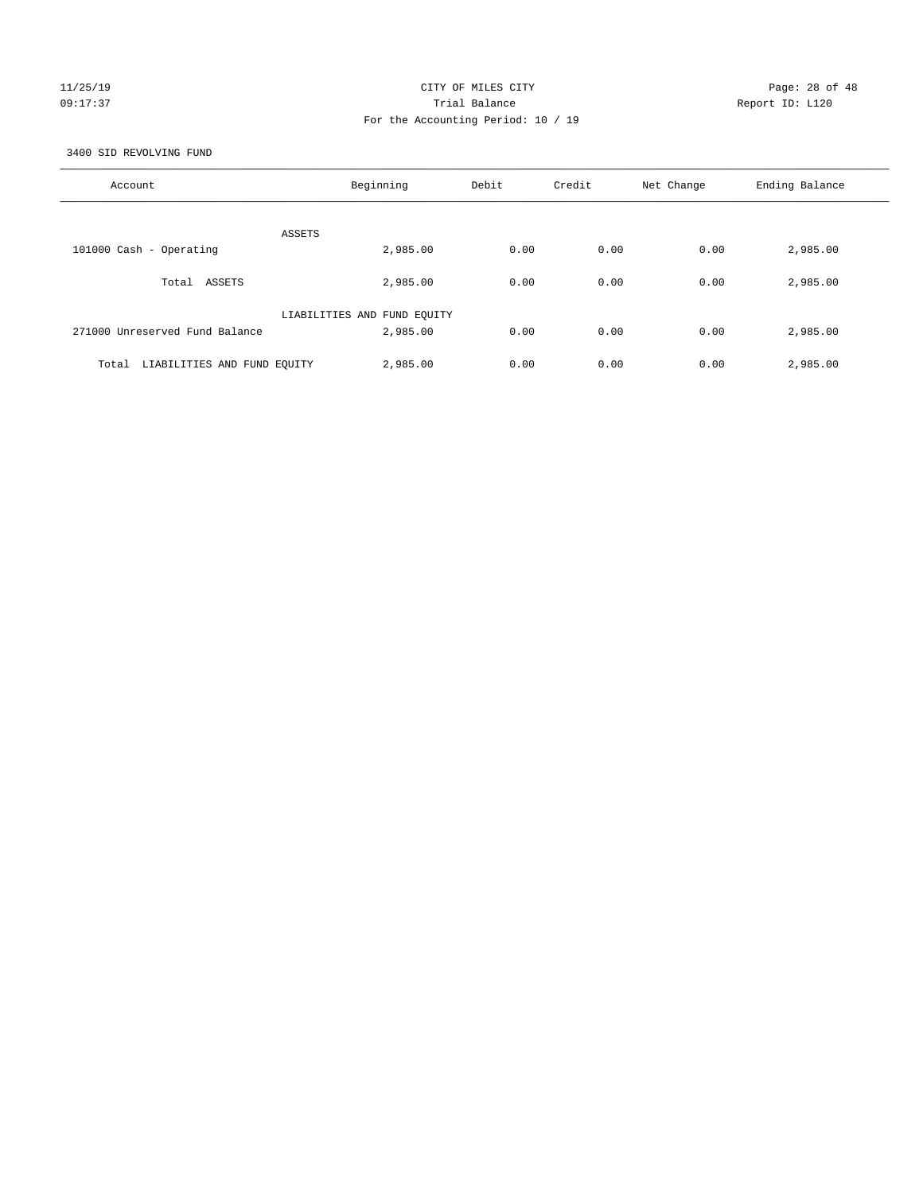CITY OF MILES CITY
Trial Balance
For the Accounting Period: 10 / 19

11/25/19
09:17:37

Report ID: L120

3400 SID REVOLVING FUND

| Account | Beginning | Debit | Credit | Net Change | Ending Balance |
|---|---|---|---|---|---|
| ASSETS | | | | | |
| 101000 Cash - Operating | 2,985.00 | 0.00 | 0.00 | 0.00 | 2,985.00 |
| Total ASSETS | 2,985.00 | 0.00 | 0.00 | 0.00 | 2,985.00 |
| LIABILITIES AND FUND EQUITY | | | | | |
| 271000 Unreserved Fund Balance | 2,985.00 | 0.00 | 0.00 | 0.00 | 2,985.00 |
| Total LIABILITIES AND FUND EQUITY | 2,985.00 | 0.00 | 0.00 | 0.00 | 2,985.00 |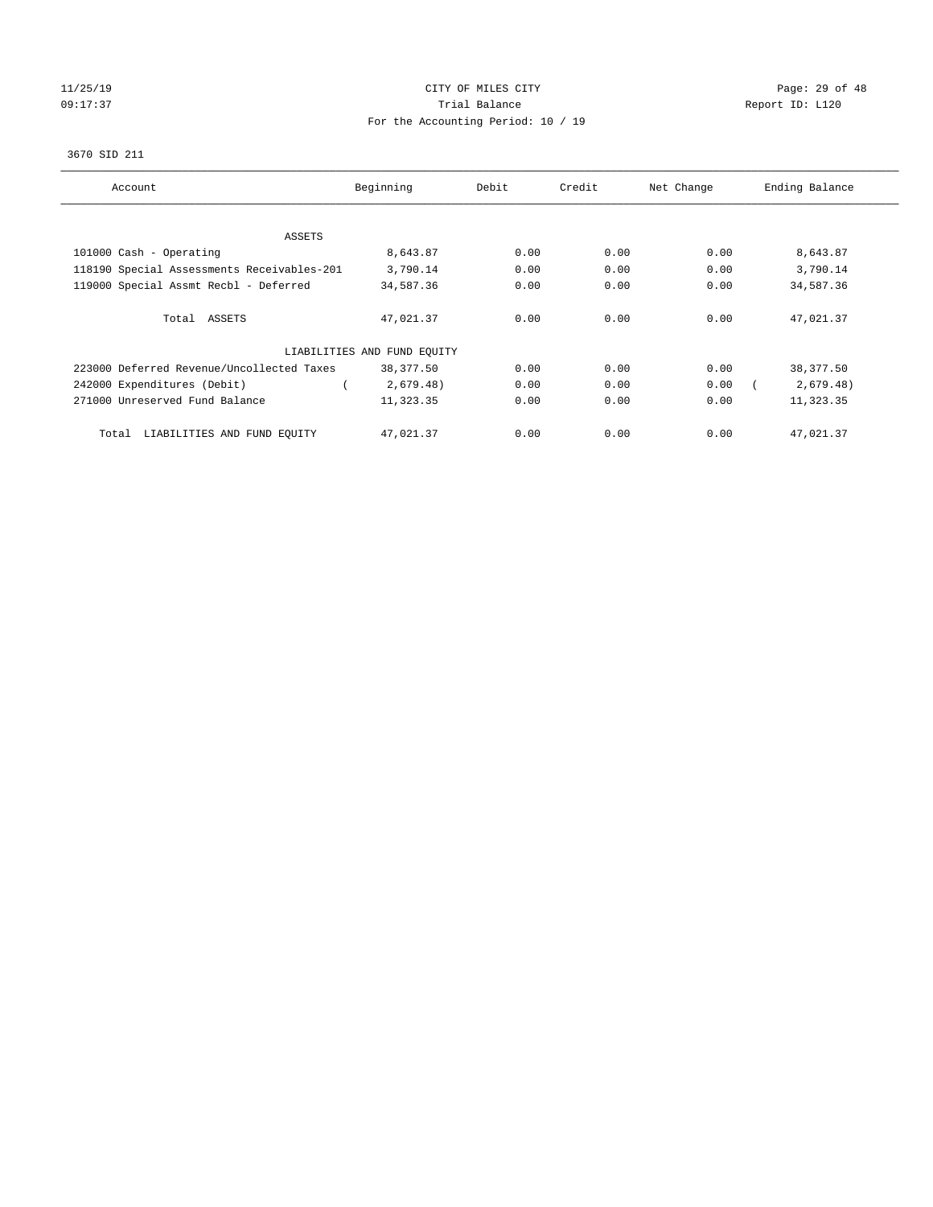CITY OF MILES CITY
Trial Balance
For the Accounting Period: 10 / 19

11/25/19
09:17:37

Report ID: L120

3670 SID 211

| Account | Beginning | Debit | Credit | Net Change | Ending Balance |
|---|---|---|---|---|---|
| ASSETS | | | | | |
| 101000 Cash - Operating | 8,643.87 | 0.00 | 0.00 | 0.00 | 8,643.87 |
| 118190 Special Assessments Receivables-201 | 3,790.14 | 0.00 | 0.00 | 0.00 | 3,790.14 |
| 119000 Special Assmt Recbl - Deferred | 34,587.36 | 0.00 | 0.00 | 0.00 | 34,587.36 |
| Total ASSETS | 47,021.37 | 0.00 | 0.00 | 0.00 | 47,021.37 |
| LIABILITIES AND FUND EQUITY | | | | | |
| 223000 Deferred Revenue/Uncollected Taxes | 38,377.50 | 0.00 | 0.00 | 0.00 | 38,377.50 |
| 242000 Expenditures (Debit) | ( 2,679.48) | 0.00 | 0.00 | 0.00 | ( 2,679.48) |
| 271000 Unreserved Fund Balance | 11,323.35 | 0.00 | 0.00 | 0.00 | 11,323.35 |
| Total LIABILITIES AND FUND EQUITY | 47,021.37 | 0.00 | 0.00 | 0.00 | 47,021.37 |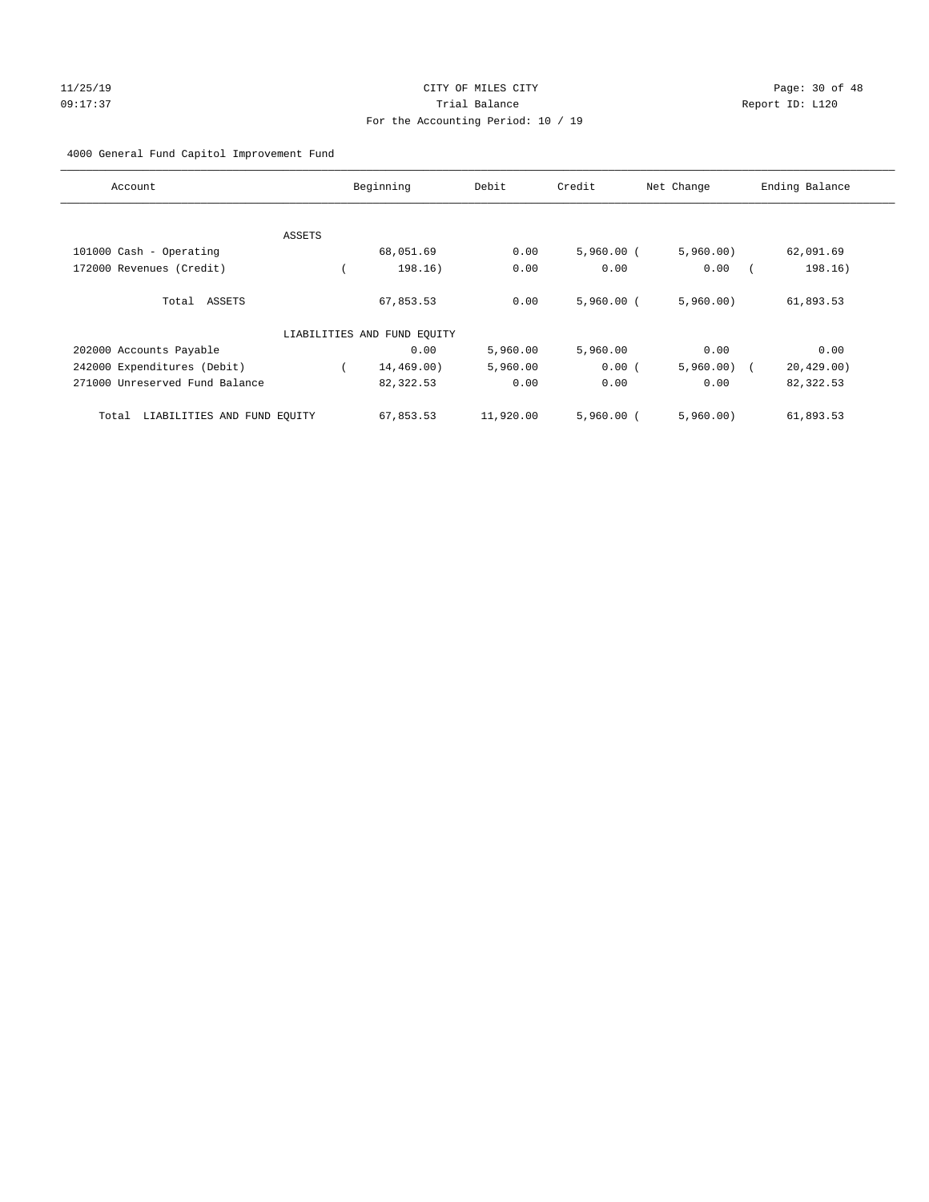CITY OF MILES CITY
Trial Balance
For the Accounting Period: 10 / 19

11/25/19
09:17:37

Report ID: L120

4000 General Fund Capitol Improvement Fund

| Account | Beginning | Debit | Credit | Net Change | Ending Balance |
|---|---|---|---|---|---|
| ASSETS | | | | | |
| 101000 Cash - Operating | 68,051.69 | 0.00 | 5,960.00 | (5,960.00) | 62,091.69 |
| 172000 Revenues (Credit) | (198.16) | 0.00 | 0.00 | 0.00 | (198.16) |
| Total ASSETS | 67,853.53 | 0.00 | 5,960.00 | (5,960.00) | 61,893.53 |
| LIABILITIES AND FUND EQUITY | | | | | |
| 202000 Accounts Payable | 0.00 | 5,960.00 | 5,960.00 | 0.00 | 0.00 |
| 242000 Expenditures (Debit) | (14,469.00) | 5,960.00 | 0.00 | (5,960.00) | (20,429.00) |
| 271000 Unreserved Fund Balance | 82,322.53 | 0.00 | 0.00 | 0.00 | 82,322.53 |
| Total LIABILITIES AND FUND EQUITY | 67,853.53 | 11,920.00 | 5,960.00 | (5,960.00) | 61,893.53 |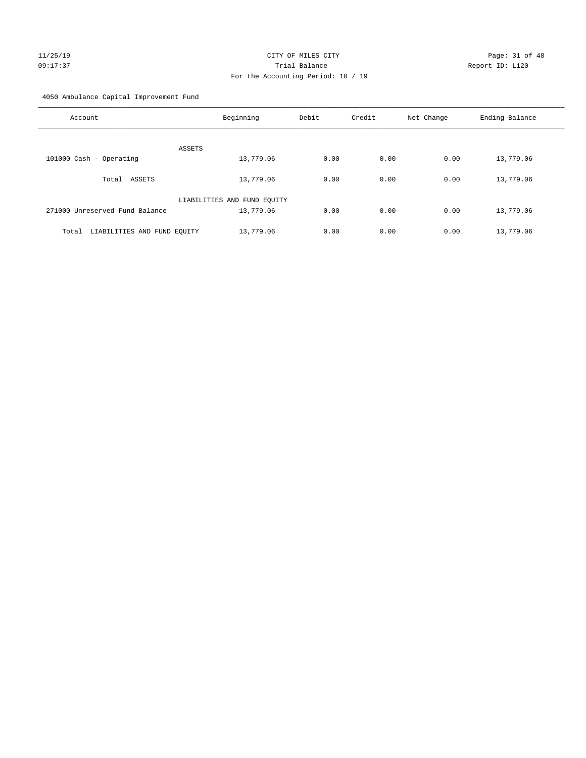CITY OF MILES CITY

Trial Balance

For the Accounting Period: 10 / 19

11/25/19
09:17:37

Report ID: L120

4050 Ambulance Capital Improvement Fund

| Account | Beginning | Debit | Credit | Net Change | Ending Balance |
|---|---|---|---|---|---|
| ASSETS | | | | | |
| 101000 Cash - Operating | 13,779.06 | 0.00 | 0.00 | 0.00 | 13,779.06 |
| Total ASSETS | 13,779.06 | 0.00 | 0.00 | 0.00 | 13,779.06 |
| LIABILITIES AND FUND EQUITY | | | | | |
| 271000 Unreserved Fund Balance | 13,779.06 | 0.00 | 0.00 | 0.00 | 13,779.06 |
| Total LIABILITIES AND FUND EQUITY | 13,779.06 | 0.00 | 0.00 | 0.00 | 13,779.06 |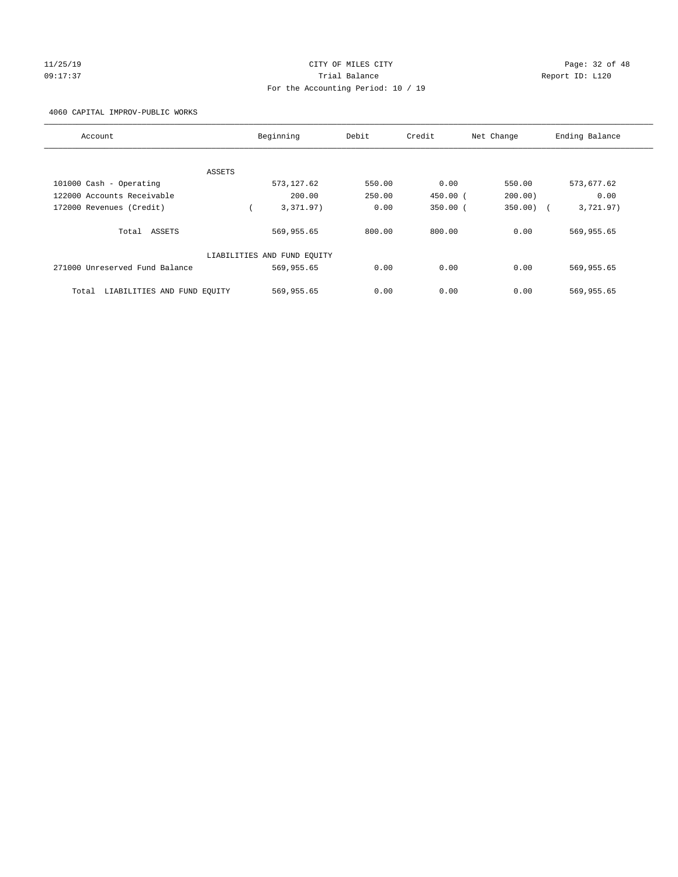CITY OF MILES CITY
Trial Balance
For the Accounting Period: 10 / 19

11/25/19
09:17:37

Report ID: L120

4060 CAPITAL IMPROV-PUBLIC WORKS

| Account | Beginning | Debit | Credit | Net Change | Ending Balance |
|---|---|---|---|---|---|
| ASSETS | | | | | |
| 101000 Cash - Operating | 573,127.62 | 550.00 | 0.00 | 550.00 | 573,677.62 |
| 122000 Accounts Receivable | 200.00 | 250.00 | 450.00 | (200.00) | 0.00 |
| 172000 Revenues (Credit) | (3,371.97) | 0.00 | 350.00 | (350.00) | (3,721.97) |
| Total ASSETS | 569,955.65 | 800.00 | 800.00 | 0.00 | 569,955.65 |
| LIABILITIES AND FUND EQUITY | | | | | |
| 271000 Unreserved Fund Balance | 569,955.65 | 0.00 | 0.00 | 0.00 | 569,955.65 |
| Total LIABILITIES AND FUND EQUITY | 569,955.65 | 0.00 | 0.00 | 0.00 | 569,955.65 |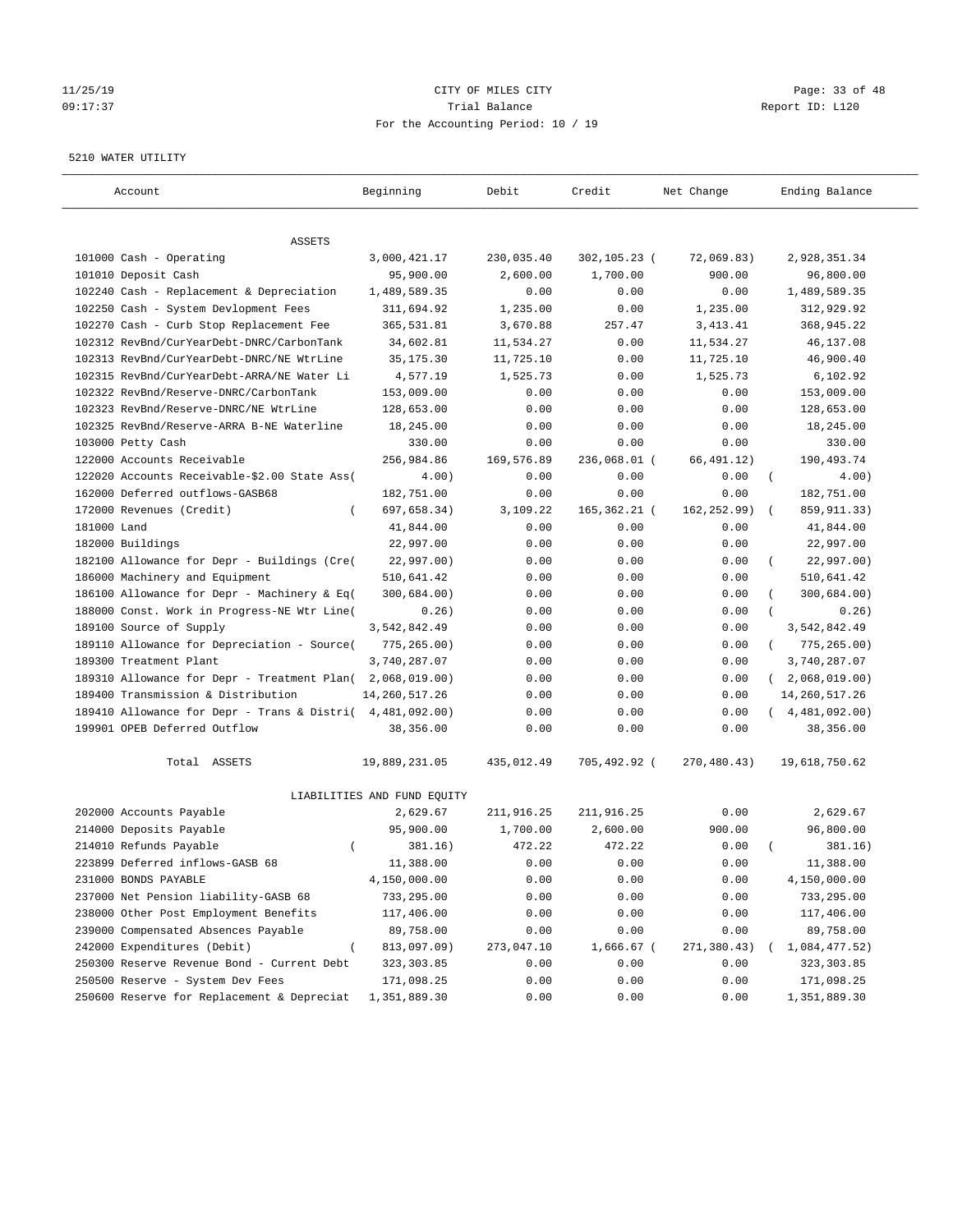# CITY OF MILES CITY

11/25/19 09:17:37

Trial Balance

Report ID: L120

For the Accounting Period: 10 / 19

5210 WATER UTILITY

| Account | Beginning | Debit | Credit | Net Change | Ending Balance |
|---|---|---|---|---|---|
| ASSETS | | | | | |
| 101000 Cash - Operating | 3,000,421.17 | 230,035.40 | 302,105.23 | ( 72,069.83) | 2,928,351.34 |
| 101010 Deposit Cash | 95,900.00 | 2,600.00 | 1,700.00 | 900.00 | 96,800.00 |
| 102240 Cash - Replacement & Depreciation | 1,489,589.35 | 0.00 | 0.00 | 0.00 | 1,489,589.35 |
| 102250 Cash - System Devlopment Fees | 311,694.92 | 1,235.00 | 0.00 | 1,235.00 | 312,929.92 |
| 102270 Cash - Curb Stop Replacement Fee | 365,531.81 | 3,670.88 | 257.47 | 3,413.41 | 368,945.22 |
| 102312 RevBnd/CurYearDebt-DNRC/CarbonTank | 34,602.81 | 11,534.27 | 0.00 | 11,534.27 | 46,137.08 |
| 102313 RevBnd/CurYearDebt-DNRC/NE WtrLine | 35,175.30 | 11,725.10 | 0.00 | 11,725.10 | 46,900.40 |
| 102315 RevBnd/CurYearDebt-ARRA/NE Water Li | 4,577.19 | 1,525.73 | 0.00 | 1,525.73 | 6,102.92 |
| 102322 RevBnd/Reserve-DNRC/CarbonTank | 153,009.00 | 0.00 | 0.00 | 0.00 | 153,009.00 |
| 102323 RevBnd/Reserve-DNRC/NE WtrLine | 128,653.00 | 0.00 | 0.00 | 0.00 | 128,653.00 |
| 102325 RevBnd/Reserve-ARRA B-NE Waterline | 18,245.00 | 0.00 | 0.00 | 0.00 | 18,245.00 |
| 103000 Petty Cash | 330.00 | 0.00 | 0.00 | 0.00 | 330.00 |
| 122000 Accounts Receivable | 256,984.86 | 169,576.89 | 236,068.01 | ( 66,491.12) | 190,493.74 |
| 122020 Accounts Receivable-$2.00 State Ass( | 4.00) | 0.00 | 0.00 | 0.00 | ( 4.00) |
| 162000 Deferred outflows-GASB68 | 182,751.00 | 0.00 | 0.00 | 0.00 | 182,751.00 |
| 172000 Revenues (Credit) | ( 697,658.34) | 3,109.22 | 165,362.21 | ( 162,252.99) | ( 859,911.33) |
| 181000 Land | 41,844.00 | 0.00 | 0.00 | 0.00 | 41,844.00 |
| 182000 Buildings | 22,997.00 | 0.00 | 0.00 | 0.00 | 22,997.00 |
| 182100 Allowance for Depr - Buildings (Cre( | 22,997.00) | 0.00 | 0.00 | 0.00 | ( 22,997.00) |
| 186000 Machinery and Equipment | 510,641.42 | 0.00 | 0.00 | 0.00 | 510,641.42 |
| 186100 Allowance for Depr - Machinery & Eq( | 300,684.00) | 0.00 | 0.00 | 0.00 | ( 300,684.00) |
| 188000 Const. Work in Progress-NE Wtr Line( | 0.26) | 0.00 | 0.00 | 0.00 | ( 0.26) |
| 189100 Source of Supply | 3,542,842.49 | 0.00 | 0.00 | 0.00 | 3,542,842.49 |
| 189110 Allowance for Depreciation - Source( | 775,265.00) | 0.00 | 0.00 | 0.00 | ( 775,265.00) |
| 189300 Treatment Plant | 3,740,287.07 | 0.00 | 0.00 | 0.00 | 3,740,287.07 |
| 189310 Allowance for Depr - Treatment Plan( | 2,068,019.00) | 0.00 | 0.00 | 0.00 | ( 2,068,019.00) |
| 189400 Transmission & Distribution | 14,260,517.26 | 0.00 | 0.00 | 0.00 | 14,260,517.26 |
| 189410 Allowance for Depr - Trans & Distri( | 4,481,092.00) | 0.00 | 0.00 | 0.00 | ( 4,481,092.00) |
| 199901 OPEB Deferred Outflow | 38,356.00 | 0.00 | 0.00 | 0.00 | 38,356.00 |
| Total ASSETS | 19,889,231.05 | 435,012.49 | 705,492.92 | ( 270,480.43) | 19,618,750.62 |
| LIABILITIES AND FUND EQUITY | | | | | |
| 202000 Accounts Payable | 2,629.67 | 211,916.25 | 211,916.25 | 0.00 | 2,629.67 |
| 214000 Deposits Payable | 95,900.00 | 1,700.00 | 2,600.00 | 900.00 | 96,800.00 |
| 214010 Refunds Payable | ( 381.16) | 472.22 | 472.22 | 0.00 | ( 381.16) |
| 223899 Deferred inflows-GASB 68 | 11,388.00 | 0.00 | 0.00 | 0.00 | 11,388.00 |
| 231000 BONDS PAYABLE | 4,150,000.00 | 0.00 | 0.00 | 0.00 | 4,150,000.00 |
| 237000 Net Pension liability-GASB 68 | 733,295.00 | 0.00 | 0.00 | 0.00 | 733,295.00 |
| 238000 Other Post Employment Benefits | 117,406.00 | 0.00 | 0.00 | 0.00 | 117,406.00 |
| 239000 Compensated Absences Payable | 89,758.00 | 0.00 | 0.00 | 0.00 | 89,758.00 |
| 242000 Expenditures (Debit) | ( 813,097.09) | 273,047.10 | 1,666.67 | ( 271,380.43) | ( 1,084,477.52) |
| 250300 Reserve Revenue Bond - Current Debt | 323,303.85 | 0.00 | 0.00 | 0.00 | 323,303.85 |
| 250500 Reserve - System Dev Fees | 171,098.25 | 0.00 | 0.00 | 0.00 | 171,098.25 |
| 250600 Reserve for Replacement & Depreciat | 1,351,889.30 | 0.00 | 0.00 | 0.00 | 1,351,889.30 |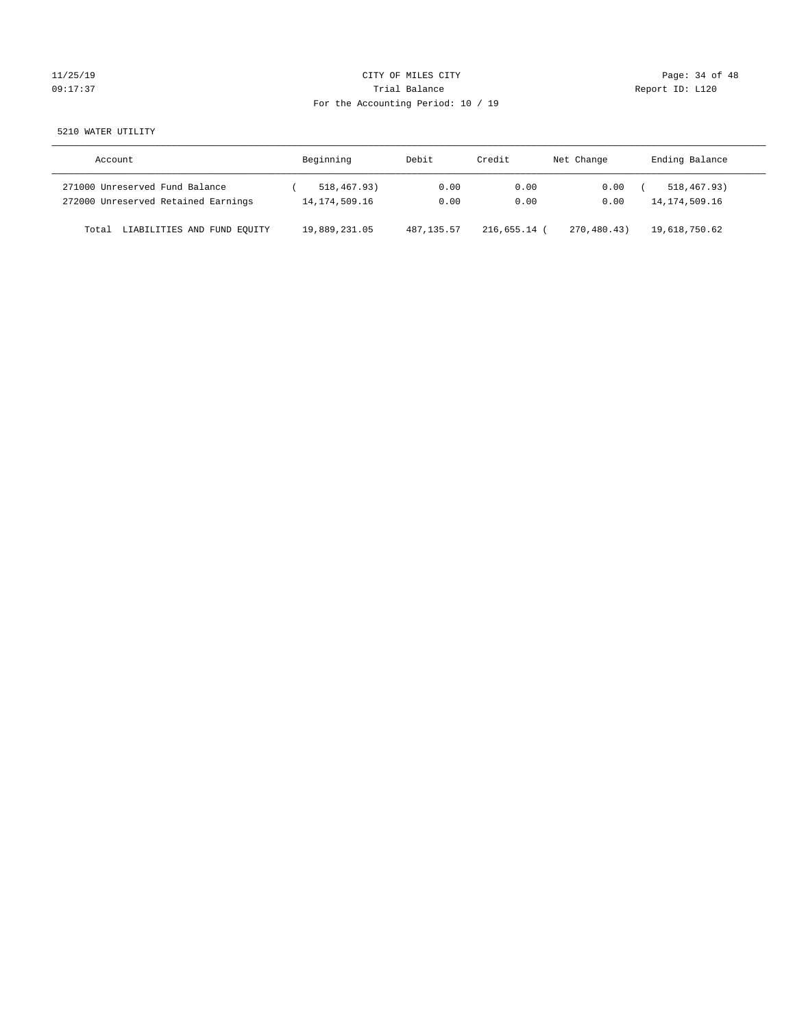CITY OF MILES CITY

Trial Balance

For the Accounting Period: 10 / 19

5210 WATER UTILITY

| Account | Beginning | Debit | Credit | Net Change | Ending Balance |
|---|---|---|---|---|---|
| 271000 Unreserved Fund Balance | ( 518,467.93) | 0.00 | 0.00 | 0.00 | ( 518,467.93) |
| 272000 Unreserved Retained Earnings | 14,174,509.16 | 0.00 | 0.00 | 0.00 | 14,174,509.16 |
| Total LIABILITIES AND FUND EQUITY | 19,889,231.05 | 487,135.57 | 216,655.14 | ( 270,480.43) | 19,618,750.62 |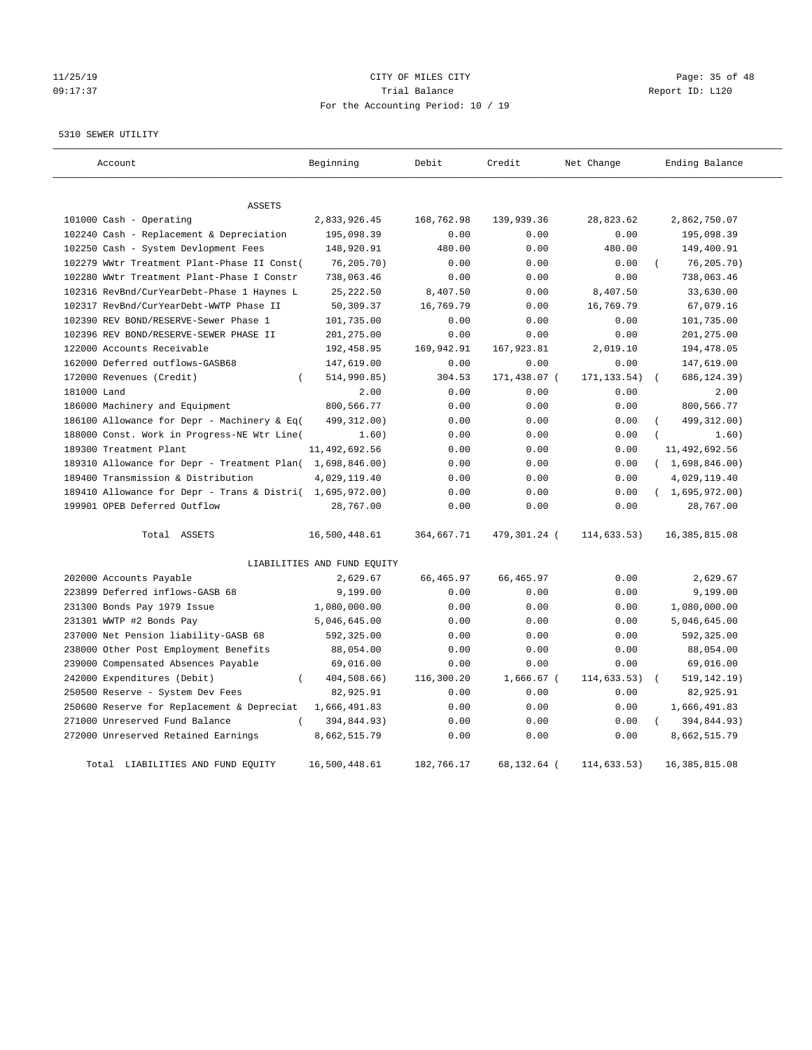CITY OF MILES CITY
Trial Balance
For the Accounting Period: 10 / 19

11/25/19
09:17:37

Report ID: L120

5310 SEWER UTILITY

| Account | Beginning | Debit | Credit | Net Change | Ending Balance |
|---|---|---|---|---|---|
| ASSETS | | | | | |
| 101000 Cash - Operating | 2,833,926.45 | 168,762.98 | 139,939.36 | 28,823.62 | 2,862,750.07 |
| 102240 Cash - Replacement & Depreciation | 195,098.39 | 0.00 | 0.00 | 0.00 | 195,098.39 |
| 102250 Cash - System Devlopment Fees | 148,920.91 | 480.00 | 0.00 | 480.00 | 149,400.91 |
| 102279 WWtr Treatment Plant-Phase II Const( | 76,205.70) | 0.00 | 0.00 | 0.00 | ( 76,205.70) |
| 102280 WWtr Treatment Plant-Phase I Constr | 738,063.46 | 0.00 | 0.00 | 0.00 | 738,063.46 |
| 102316 RevBnd/CurYearDebt-Phase 1 Haynes L | 25,222.50 | 8,407.50 | 0.00 | 8,407.50 | 33,630.00 |
| 102317 RevBnd/CurYearDebt-WWTP Phase II | 50,309.37 | 16,769.79 | 0.00 | 16,769.79 | 67,079.16 |
| 102390 REV BOND/RESERVE-Sewer Phase 1 | 101,735.00 | 0.00 | 0.00 | 0.00 | 101,735.00 |
| 102396 REV BOND/RESERVE-SEWER PHASE II | 201,275.00 | 0.00 | 0.00 | 0.00 | 201,275.00 |
| 122000 Accounts Receivable | 192,458.95 | 169,942.91 | 167,923.81 | 2,019.10 | 194,478.05 |
| 162000 Deferred outflows-GASB68 | 147,619.00 | 0.00 | 0.00 | 0.00 | 147,619.00 |
| 172000 Revenues (Credit) | ( 514,990.85) | 304.53 | 171,438.07 ( | 171,133.54) | ( 686,124.39) |
| 181000 Land | 2.00 | 0.00 | 0.00 | 0.00 | 2.00 |
| 186000 Machinery and Equipment | 800,566.77 | 0.00 | 0.00 | 0.00 | 800,566.77 |
| 186100 Allowance for Depr - Machinery & Eq( | 499,312.00) | 0.00 | 0.00 | 0.00 | ( 499,312.00) |
| 188000 Const. Work in Progress-NE Wtr Line( | 1.60) | 0.00 | 0.00 | 0.00 | ( 1.60) |
| 189300 Treatment Plant | 11,492,692.56 | 0.00 | 0.00 | 0.00 | 11,492,692.56 |
| 189310 Allowance for Depr - Treatment Plan( | 1,698,846.00) | 0.00 | 0.00 | 0.00 | ( 1,698,846.00) |
| 189400 Transmission & Distribution | 4,029,119.40 | 0.00 | 0.00 | 0.00 | 4,029,119.40 |
| 189410 Allowance for Depr - Trans & Distri( | 1,695,972.00) | 0.00 | 0.00 | 0.00 | ( 1,695,972.00) |
| 199901 OPEB Deferred Outflow | 28,767.00 | 0.00 | 0.00 | 0.00 | 28,767.00 |
| Total ASSETS | 16,500,448.61 | 364,667.71 | 479,301.24 ( | 114,633.53) | 16,385,815.08 |
| LIABILITIES AND FUND EQUITY | | | | | |
| 202000 Accounts Payable | 2,629.67 | 66,465.97 | 66,465.97 | 0.00 | 2,629.67 |
| 223899 Deferred inflows-GASB 68 | 9,199.00 | 0.00 | 0.00 | 0.00 | 9,199.00 |
| 231300 Bonds Pay 1979 Issue | 1,080,000.00 | 0.00 | 0.00 | 0.00 | 1,080,000.00 |
| 231301 WWTP #2 Bonds Pay | 5,046,645.00 | 0.00 | 0.00 | 0.00 | 5,046,645.00 |
| 237000 Net Pension liability-GASB 68 | 592,325.00 | 0.00 | 0.00 | 0.00 | 592,325.00 |
| 238000 Other Post Employment Benefits | 88,054.00 | 0.00 | 0.00 | 0.00 | 88,054.00 |
| 239000 Compensated Absences Payable | 69,016.00 | 0.00 | 0.00 | 0.00 | 69,016.00 |
| 242000 Expenditures (Debit) | ( 404,508.66) | 116,300.20 | 1,666.67 ( | 114,633.53) | ( 519,142.19) |
| 250500 Reserve - System Dev Fees | 82,925.91 | 0.00 | 0.00 | 0.00 | 82,925.91 |
| 250600 Reserve for Replacement & Depreciat | 1,666,491.83 | 0.00 | 0.00 | 0.00 | 1,666,491.83 |
| 271000 Unreserved Fund Balance | ( 394,844.93) | 0.00 | 0.00 | 0.00 | ( 394,844.93) |
| 272000 Unreserved Retained Earnings | 8,662,515.79 | 0.00 | 0.00 | 0.00 | 8,662,515.79 |
| Total LIABILITIES AND FUND EQUITY | 16,500,448.61 | 182,766.17 | 68,132.64 ( | 114,633.53) | 16,385,815.08 |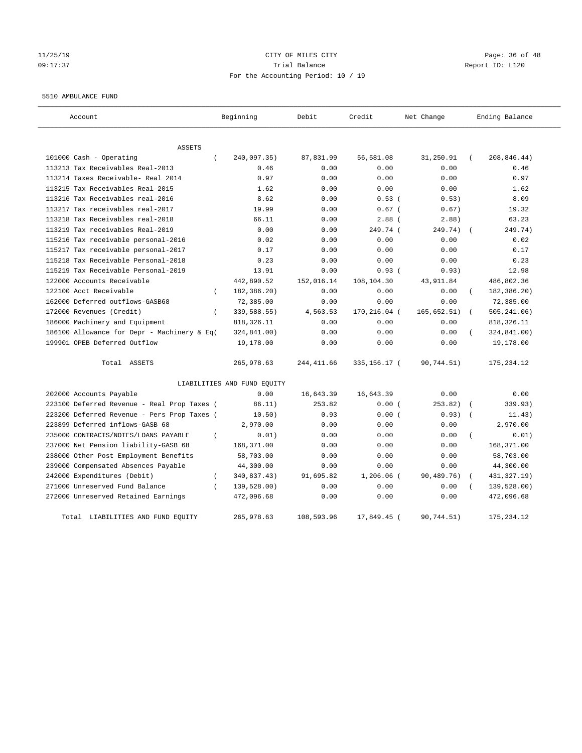# CITY OF MILES CITY

Trial Balance

For the Accounting Period: 10 / 19

11/25/19 09:17:37 — Report ID: L120

5510 AMBULANCE FUND

| Account | Beginning | Debit | Credit | Net Change | Ending Balance |
|---|---|---|---|---|---|
| ASSETS | | | | | |
| 101000 Cash - Operating | ( 240,097.35) | 87,831.99 | 56,581.08 | 31,250.91 | ( 208,846.44) |
| 113213 Tax Receivables Real-2013 | 0.46 | 0.00 | 0.00 | 0.00 | 0.46 |
| 113214 Taxes Receivable- Real 2014 | 0.97 | 0.00 | 0.00 | 0.00 | 0.97 |
| 113215 Tax Receivables Real-2015 | 1.62 | 0.00 | 0.00 | 0.00 | 1.62 |
| 113216 Tax Receivables real-2016 | 8.62 | 0.00 | 0.53 | ( 0.53) | 8.09 |
| 113217 Tax receivables real-2017 | 19.99 | 0.00 | 0.67 | ( 0.67) | 19.32 |
| 113218 Tax Receivables real-2018 | 66.11 | 0.00 | 2.88 | ( 2.88) | 63.23 |
| 113219 Tax receivables Real-2019 | 0.00 | 0.00 | 249.74 | ( 249.74) | ( 249.74) |
| 115216 Tax receivable personal-2016 | 0.02 | 0.00 | 0.00 | 0.00 | 0.02 |
| 115217 Tax receivable personal-2017 | 0.17 | 0.00 | 0.00 | 0.00 | 0.17 |
| 115218 Tax Receivable Personal-2018 | 0.23 | 0.00 | 0.00 | 0.00 | 0.23 |
| 115219 Tax Receivable Personal-2019 | 13.91 | 0.00 | 0.93 | ( 0.93) | 12.98 |
| 122000 Accounts Receivable | 442,890.52 | 152,016.14 | 108,104.30 | 43,911.84 | 486,802.36 |
| 122100 Acct Receivable | ( 182,386.20) | 0.00 | 0.00 | 0.00 | ( 182,386.20) |
| 162000 Deferred outflows-GASB68 | 72,385.00 | 0.00 | 0.00 | 0.00 | 72,385.00 |
| 172000 Revenues (Credit) | ( 339,588.55) | 4,563.53 | 170,216.04 | ( 165,652.51) | ( 505,241.06) |
| 186000 Machinery and Equipment | 818,326.11 | 0.00 | 0.00 | 0.00 | 818,326.11 |
| 186100 Allowance for Depr - Machinery & Eq | ( 324,841.00) | 0.00 | 0.00 | 0.00 | ( 324,841.00) |
| 199901 OPEB Deferred Outflow | 19,178.00 | 0.00 | 0.00 | 0.00 | 19,178.00 |
| Total ASSETS | 265,978.63 | 244,411.66 | 335,156.17 | ( 90,744.51) | 175,234.12 |
| LIABILITIES AND FUND EQUITY | | | | | |
| 202000 Accounts Payable | 0.00 | 16,643.39 | 16,643.39 | 0.00 | 0.00 |
| 223100 Deferred Revenue - Real Prop Taxes | ( 86.11) | 253.82 | 0.00 | ( 253.82) | ( 339.93) |
| 223200 Deferred Revenue - Pers Prop Taxes | ( 10.50) | 0.93 | 0.00 | ( 0.93) | ( 11.43) |
| 223899 Deferred inflows-GASB 68 | 2,970.00 | 0.00 | 0.00 | 0.00 | 2,970.00 |
| 235000 CONTRACTS/NOTES/LOANS PAYABLE | ( 0.01) | 0.00 | 0.00 | 0.00 | ( 0.01) |
| 237000 Net Pension liability-GASB 68 | 168,371.00 | 0.00 | 0.00 | 0.00 | 168,371.00 |
| 238000 Other Post Employment Benefits | 58,703.00 | 0.00 | 0.00 | 0.00 | 58,703.00 |
| 239000 Compensated Absences Payable | 44,300.00 | 0.00 | 0.00 | 0.00 | 44,300.00 |
| 242000 Expenditures (Debit) | ( 340,837.43) | 91,695.82 | 1,206.06 | ( 90,489.76) | ( 431,327.19) |
| 271000 Unreserved Fund Balance | ( 139,528.00) | 0.00 | 0.00 | 0.00 | ( 139,528.00) |
| 272000 Unreserved Retained Earnings | 472,096.68 | 0.00 | 0.00 | 0.00 | 472,096.68 |
| Total LIABILITIES AND FUND EQUITY | 265,978.63 | 108,593.96 | 17,849.45 | ( 90,744.51) | 175,234.12 |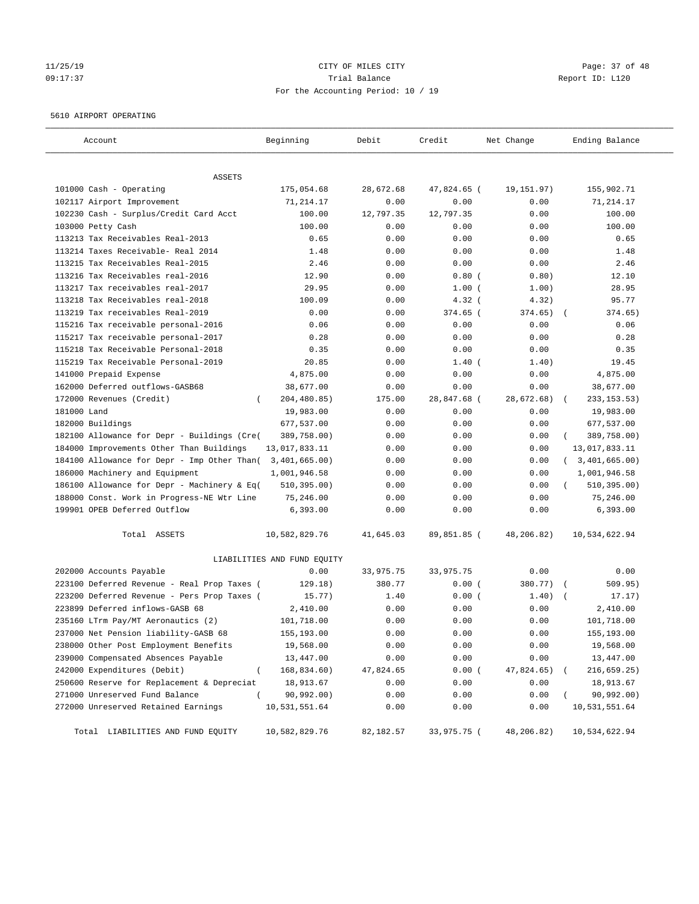CITY OF MILES CITY

Trial Balance

For the Accounting Period: 10 / 19

11/25/19 09:17:37 — Report ID: L120

5610 AIRPORT OPERATING

| Account | Beginning | Debit | Credit | Net Change | Ending Balance |
|---|---|---|---|---|---|
| **ASSETS** | | | | | |
| 101000 Cash - Operating | 175,054.68 | 28,672.68 | 47,824.65 | ( 19,151.97) | 155,902.71 |
| 102117 Airport Improvement | 71,214.17 | 0.00 | 0.00 | 0.00 | 71,214.17 |
| 102230 Cash - Surplus/Credit Card Acct | 100.00 | 12,797.35 | 12,797.35 | 0.00 | 100.00 |
| 103000 Petty Cash | 100.00 | 0.00 | 0.00 | 0.00 | 100.00 |
| 113213 Tax Receivables Real-2013 | 0.65 | 0.00 | 0.00 | 0.00 | 0.65 |
| 113214 Taxes Receivable- Real 2014 | 1.48 | 0.00 | 0.00 | 0.00 | 1.48 |
| 113215 Tax Receivables Real-2015 | 2.46 | 0.00 | 0.00 | 0.00 | 2.46 |
| 113216 Tax Receivables Real-2016 | 12.90 | 0.00 | 0.80 | ( 0.80) | 12.10 |
| 113217 Tax receivables real-2017 | 29.95 | 0.00 | 1.00 | ( 1.00) | 28.95 |
| 113218 Tax Receivables real-2018 | 100.09 | 0.00 | 4.32 | ( 4.32) | 95.77 |
| 113219 Tax receivables Real-2019 | 0.00 | 0.00 | 374.65 | ( 374.65) | ( 374.65) |
| 115216 Tax receivable personal-2016 | 0.06 | 0.00 | 0.00 | 0.00 | 0.06 |
| 115217 Tax receivable personal-2017 | 0.28 | 0.00 | 0.00 | 0.00 | 0.28 |
| 115218 Tax Receivable Personal-2018 | 0.35 | 0.00 | 0.00 | 0.00 | 0.35 |
| 115219 Tax Receivable Personal-2019 | 20.85 | 0.00 | 1.40 | ( 1.40) | 19.45 |
| 141000 Prepaid Expense | 4,875.00 | 0.00 | 0.00 | 0.00 | 4,875.00 |
| 162000 Deferred outflows-GASB68 | 38,677.00 | 0.00 | 0.00 | 0.00 | 38,677.00 |
| 172000 Revenues (Credit) | ( 204,480.85) | 175.00 | 28,847.68 | ( 28,672.68) | ( 233,153.53) |
| 181000 Land | 19,983.00 | 0.00 | 0.00 | 0.00 | 19,983.00 |
| 182000 Buildings | 677,537.00 | 0.00 | 0.00 | 0.00 | 677,537.00 |
| 182100 Allowance for Depr - Buildings (Cre( | 389,758.00) | 0.00 | 0.00 | 0.00 | ( 389,758.00) |
| 184000 Improvements Other Than Buildings | 13,017,833.11 | 0.00 | 0.00 | 0.00 | 13,017,833.11 |
| 184100 Allowance for Depr - Imp Other Than( | 3,401,665.00) | 0.00 | 0.00 | 0.00 | ( 3,401,665.00) |
| 186000 Machinery and Equipment | 1,001,946.58 | 0.00 | 0.00 | 0.00 | 1,001,946.58 |
| 186100 Allowance for Depr - Machinery & Eq( | 510,395.00) | 0.00 | 0.00 | 0.00 | ( 510,395.00) |
| 188000 Const. Work in Progress-NE Wtr Line | 75,246.00 | 0.00 | 0.00 | 0.00 | 75,246.00 |
| 199901 OPEB Deferred Outflow | 6,393.00 | 0.00 | 0.00 | 0.00 | 6,393.00 |
| Total ASSETS | 10,582,829.76 | 41,645.03 | 89,851.85 | ( 48,206.82) | 10,534,622.94 |
| **LIABILITIES AND FUND EQUITY** | | | | | |
| 202000 Accounts Payable | 0.00 | 33,975.75 | 33,975.75 | 0.00 | 0.00 |
| 223100 Deferred Revenue - Real Prop Taxes ( | 129.18) | 380.77 | 0.00 | ( 380.77) | ( 509.95) |
| 223200 Deferred Revenue - Pers Prop Taxes ( | 15.77) | 1.40 | 0.00 | ( 1.40) | ( 17.17) |
| 223899 Deferred inflows-GASB 68 | 2,410.00 | 0.00 | 0.00 | 0.00 | 2,410.00 |
| 235160 LTrm Pay/MT Aeronautics (2) | 101,718.00 | 0.00 | 0.00 | 0.00 | 101,718.00 |
| 237000 Net Pension liability-GASB 68 | 155,193.00 | 0.00 | 0.00 | 0.00 | 155,193.00 |
| 238000 Other Post Employment Benefits | 19,568.00 | 0.00 | 0.00 | 0.00 | 19,568.00 |
| 239000 Compensated Absences Payable | 13,447.00 | 0.00 | 0.00 | 0.00 | 13,447.00 |
| 242000 Expenditures (Debit) | ( 168,834.60) | 47,824.65 | 0.00 | ( 47,824.65) | ( 216,659.25) |
| 250600 Reserve for Replacement & Depreciat | 18,913.67 | 0.00 | 0.00 | 0.00 | 18,913.67 |
| 271000 Unreserved Fund Balance | ( 90,992.00) | 0.00 | 0.00 | 0.00 | ( 90,992.00) |
| 272000 Unreserved Retained Earnings | 10,531,551.64 | 0.00 | 0.00 | 0.00 | 10,531,551.64 |
| Total LIABILITIES AND FUND EQUITY | 10,582,829.76 | 82,182.57 | 33,975.75 | ( 48,206.82) | 10,534,622.94 |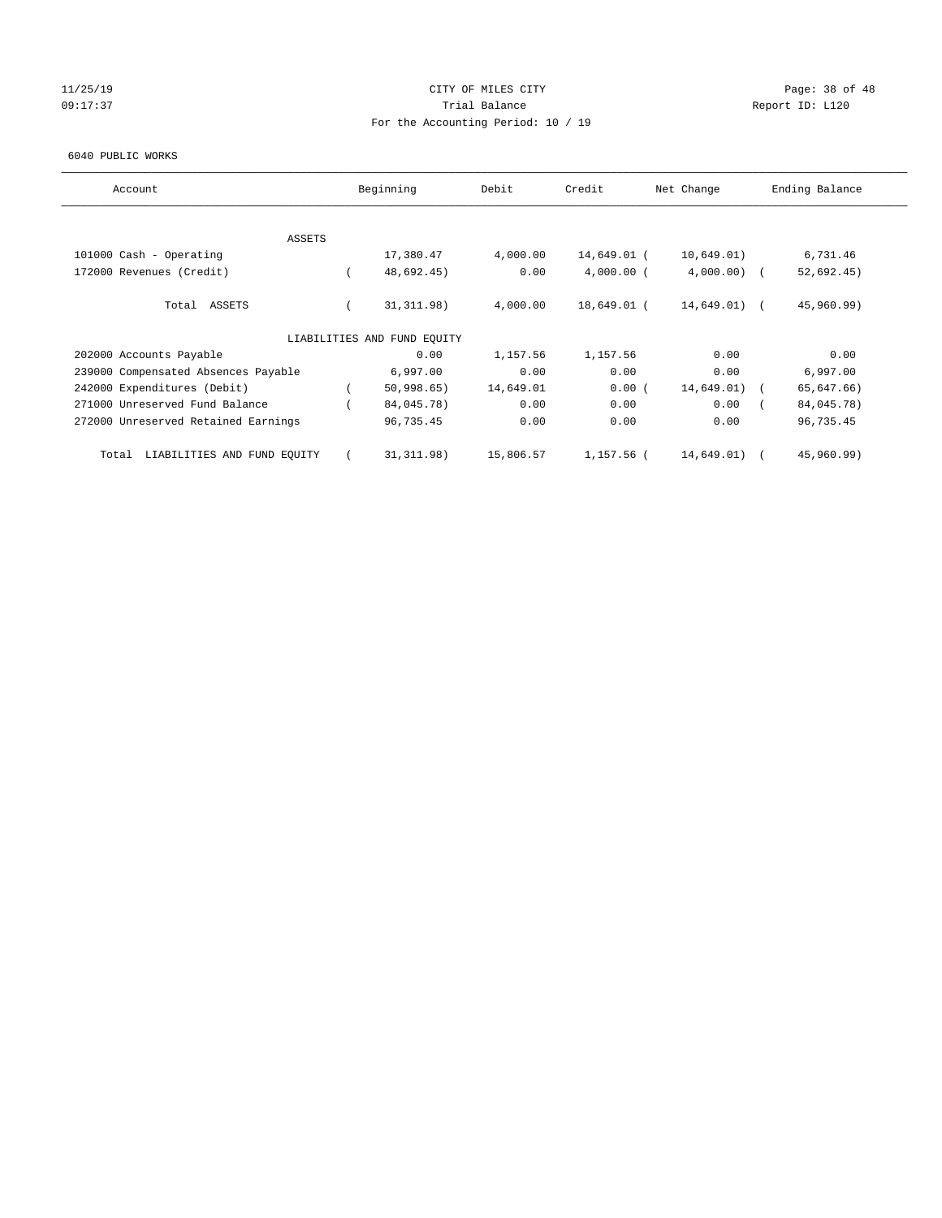CITY OF MILES CITY

Trial Balance

For the Accounting Period: 10 / 19

11/25/19
09:17:37

Report ID: L120

6040 PUBLIC WORKS

| Account | Beginning | Debit | Credit | Net Change | Ending Balance |
|---|---|---|---|---|---|
| ASSETS | | | | | |
| 101000 Cash - Operating | 17,380.47 | 4,000.00 | 14,649.01 | ( 10,649.01) | 6,731.46 |
| 172000 Revenues (Credit) | ( 48,692.45) | 0.00 | 4,000.00 | ( 4,000.00) | ( 52,692.45) |
| Total ASSETS | ( 31,311.98) | 4,000.00 | 18,649.01 | ( 14,649.01) | ( 45,960.99) |
| LIABILITIES AND FUND EQUITY | | | | | |
| 202000 Accounts Payable | 0.00 | 1,157.56 | 1,157.56 | 0.00 | 0.00 |
| 239000 Compensated Absences Payable | 6,997.00 | 0.00 | 0.00 | 0.00 | 6,997.00 |
| 242000 Expenditures (Debit) | ( 50,998.65) | 14,649.01 | 0.00 | ( 14,649.01) | ( 65,647.66) |
| 271000 Unreserved Fund Balance | ( 84,045.78) | 0.00 | 0.00 | 0.00 | ( 84,045.78) |
| 272000 Unreserved Retained Earnings | 96,735.45 | 0.00 | 0.00 | 0.00 | 96,735.45 |
| Total LIABILITIES AND FUND EQUITY | ( 31,311.98) | 15,806.57 | 1,157.56 | ( 14,649.01) | ( 45,960.99) |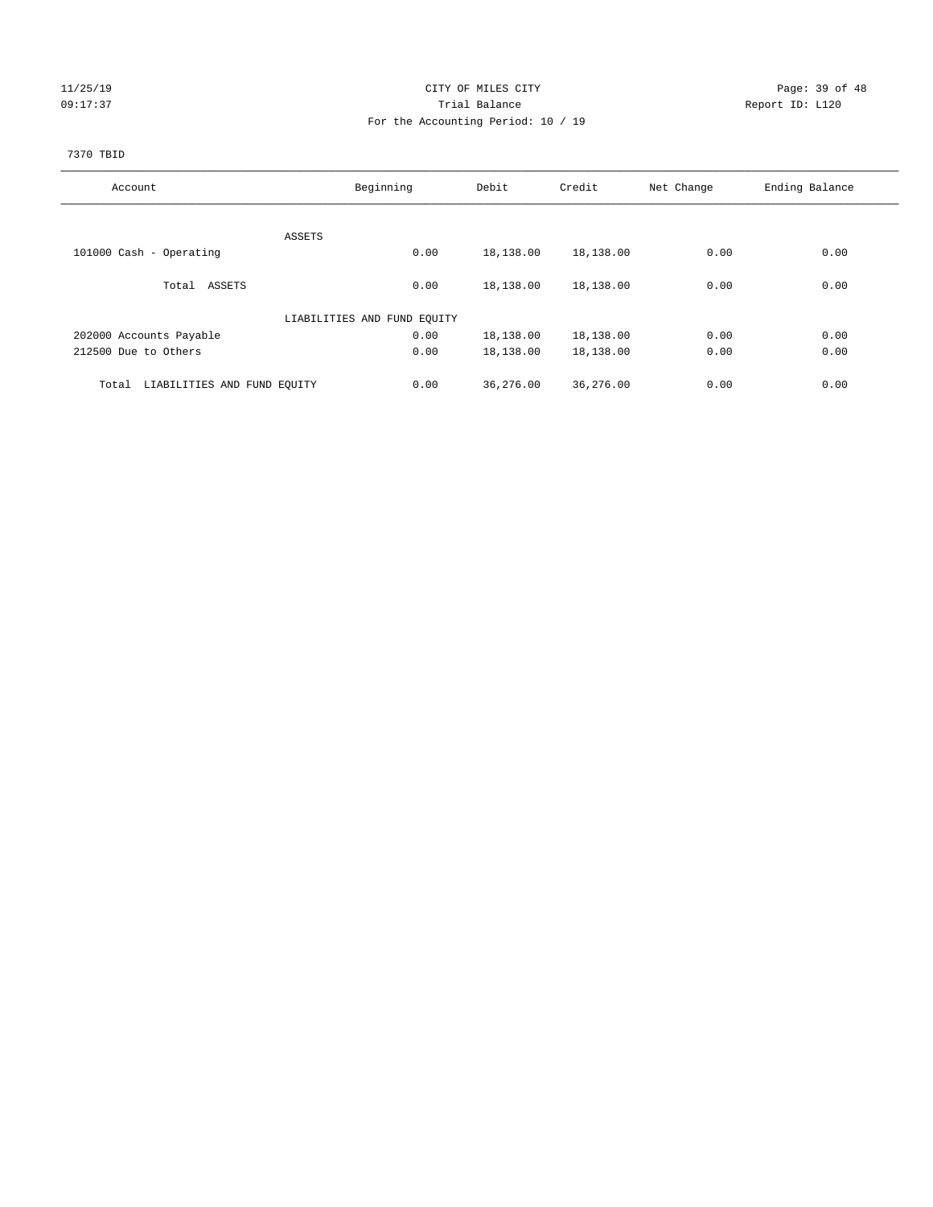# CITY OF MILES CITY

## Trial Balance

### For the Accounting Period: 10 / 19

11/25/19
09:17:37

Report ID: L120

7370 TBID

| Account | Beginning | Debit | Credit | Net Change | Ending Balance |
|---|---|---|---|---|---|
| ASSETS | | | | | |
| 101000 Cash - Operating | 0.00 | 18,138.00 | 18,138.00 | 0.00 | 0.00 |
| Total ASSETS | 0.00 | 18,138.00 | 18,138.00 | 0.00 | 0.00 |
| LIABILITIES AND FUND EQUITY | | | | | |
| 202000 Accounts Payable | 0.00 | 18,138.00 | 18,138.00 | 0.00 | 0.00 |
| 212500 Due to Others | 0.00 | 18,138.00 | 18,138.00 | 0.00 | 0.00 |
| Total LIABILITIES AND FUND EQUITY | 0.00 | 36,276.00 | 36,276.00 | 0.00 | 0.00 |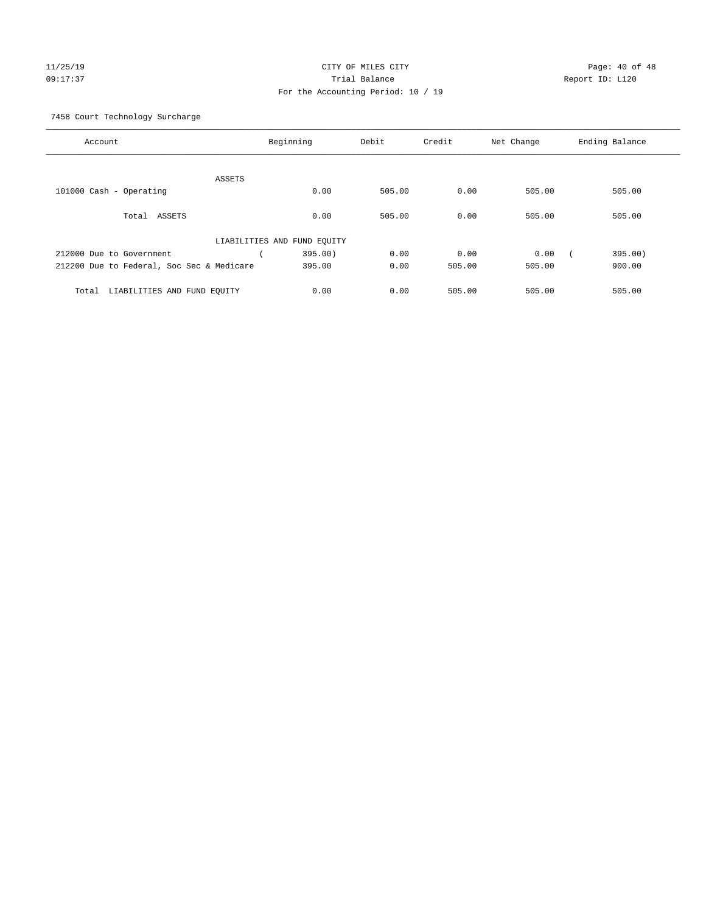CITY OF MILES CITY

Trial Balance

For the Accounting Period: 10 / 19

11/25/19 09:17:37 Report ID: L120

7458 Court Technology Surcharge

| Account | Beginning | Debit | Credit | Net Change | Ending Balance |
|---|---|---|---|---|---|
| ASSETS | | | | | |
| 101000 Cash - Operating | 0.00 | 505.00 | 0.00 | 505.00 | 505.00 |
| Total ASSETS | 0.00 | 505.00 | 0.00 | 505.00 | 505.00 |
| LIABILITIES AND FUND EQUITY | | | | | |
| 212000 Due to Government | ( 395.00) | 0.00 | 0.00 | 0.00 | ( 395.00) |
| 212200 Due to Federal, Soc Sec & Medicare | 395.00 | 0.00 | 505.00 | 505.00 | 900.00 |
| Total LIABILITIES AND FUND EQUITY | 0.00 | 0.00 | 505.00 | 505.00 | 505.00 |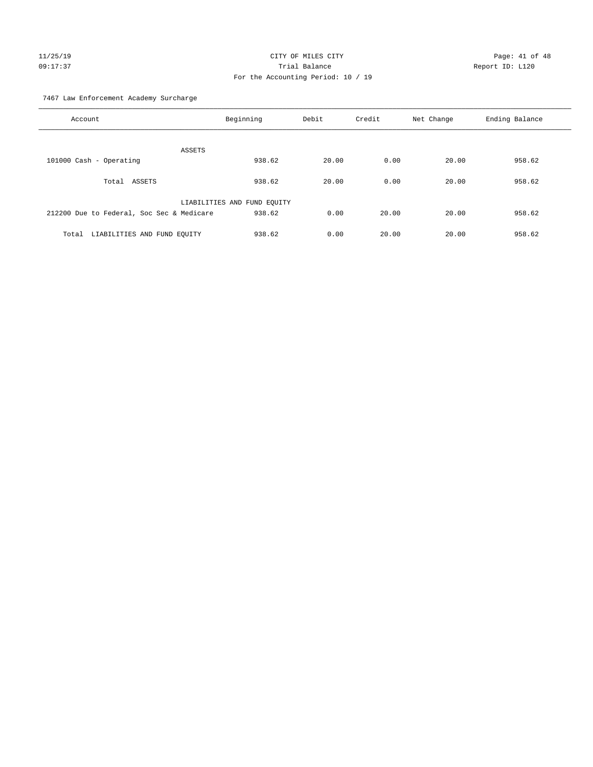CITY OF MILES CITY
Trial Balance
For the Accounting Period: 10 / 19

7467 Law Enforcement Academy Surcharge

| Account | Beginning | Debit | Credit | Net Change | Ending Balance |
|---|---|---|---|---|---|
| ASSETS | | | | | |
| 101000 Cash - Operating | 938.62 | 20.00 | 0.00 | 20.00 | 958.62 |
| Total ASSETS | 938.62 | 20.00 | 0.00 | 20.00 | 958.62 |
| LIABILITIES AND FUND EQUITY | | | | | |
| 212200 Due to Federal, Soc Sec & Medicare | 938.62 | 0.00 | 20.00 | 20.00 | 958.62 |
| Total LIABILITIES AND FUND EQUITY | 938.62 | 0.00 | 20.00 | 20.00 | 958.62 |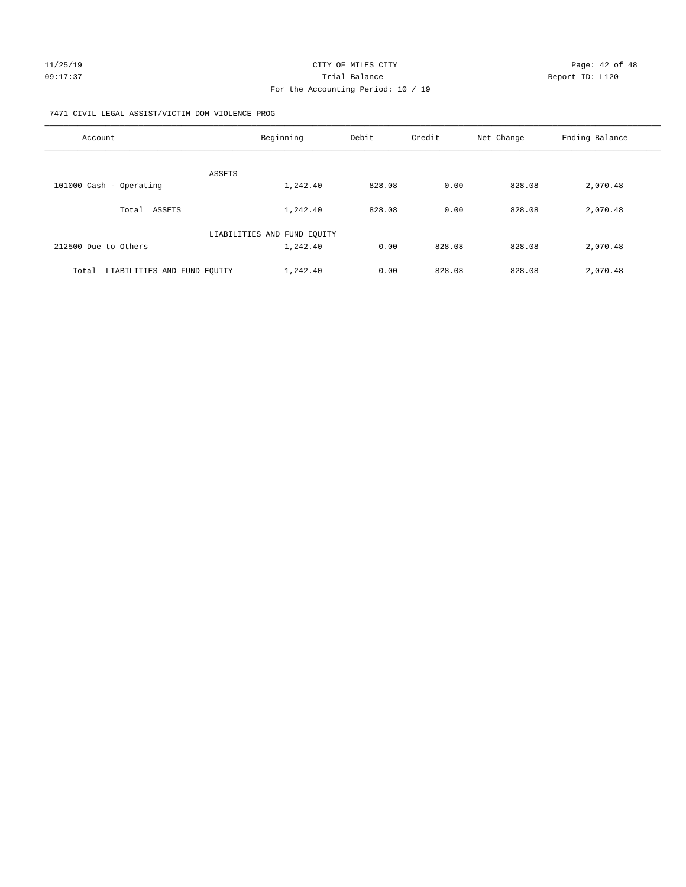CITY OF MILES CITY
Trial Balance
For the Accounting Period: 10 / 19

7471 CIVIL LEGAL ASSIST/VICTIM DOM VIOLENCE PROG

| Account | Beginning | Debit | Credit | Net Change | Ending Balance |
|---|---|---|---|---|---|
| ASSETS | | | | | |
| 101000 Cash - Operating | 1,242.40 | 828.08 | 0.00 | 828.08 | 2,070.48 |
| Total ASSETS | 1,242.40 | 828.08 | 0.00 | 828.08 | 2,070.48 |
| LIABILITIES AND FUND EQUITY | | | | | |
| 212500 Due to Others | 1,242.40 | 0.00 | 828.08 | 828.08 | 2,070.48 |
| Total LIABILITIES AND FUND EQUITY | 1,242.40 | 0.00 | 828.08 | 828.08 | 2,070.48 |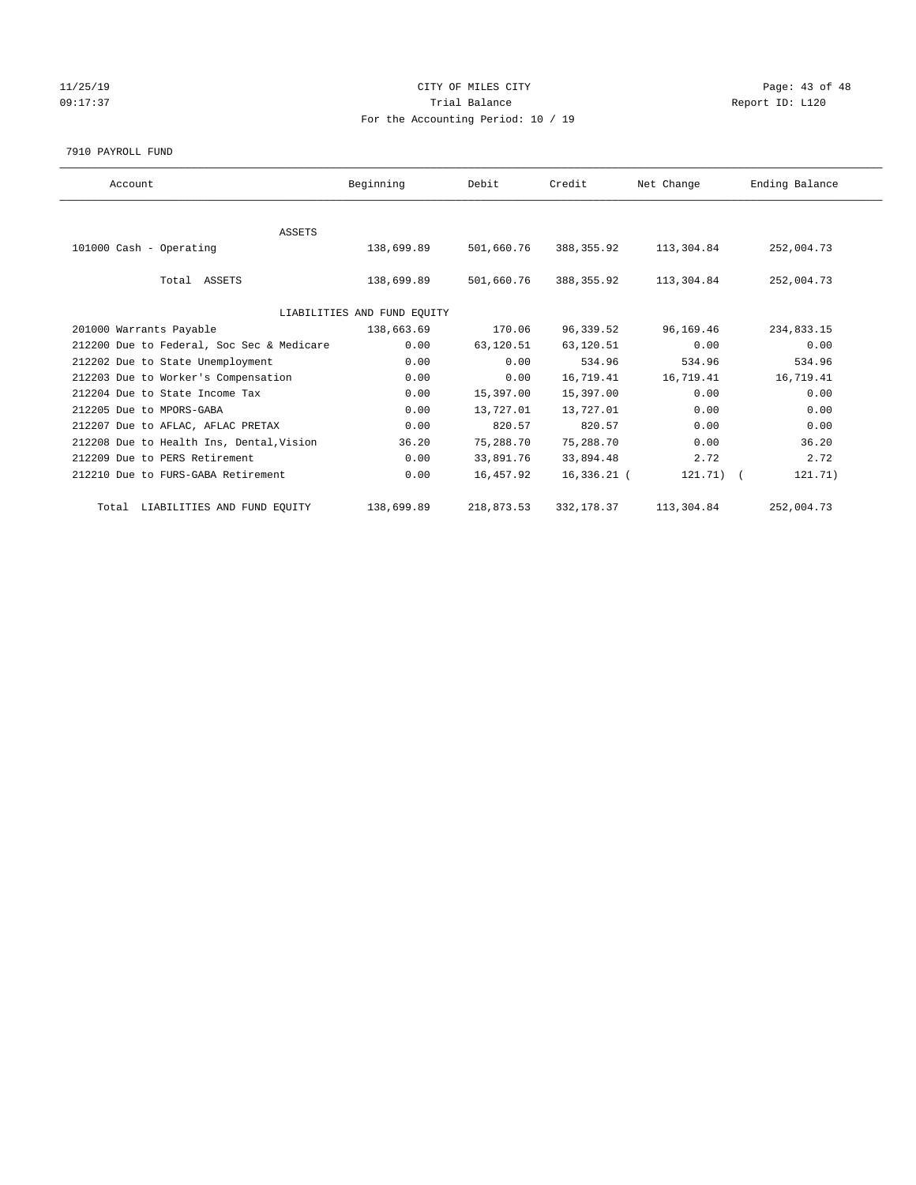CITY OF MILES CITY
Trial Balance
For the Accounting Period: 10 / 19

11/25/19
09:17:37

Report ID: L120

7910 PAYROLL FUND

| Account | Beginning | Debit | Credit | Net Change | Ending Balance |
|---|---|---|---|---|---|
| ASSETS | | | | | |
| 101000 Cash - Operating | 138,699.89 | 501,660.76 | 388,355.92 | 113,304.84 | 252,004.73 |
| Total ASSETS | 138,699.89 | 501,660.76 | 388,355.92 | 113,304.84 | 252,004.73 |
| LIABILITIES AND FUND EQUITY | | | | | |
| 201000 Warrants Payable | 138,663.69 | 170.06 | 96,339.52 | 96,169.46 | 234,833.15 |
| 212200 Due to Federal, Soc Sec & Medicare | 0.00 | 63,120.51 | 63,120.51 | 0.00 | 0.00 |
| 212202 Due to State Unemployment | 0.00 | 0.00 | 534.96 | 534.96 | 534.96 |
| 212203 Due to Worker's Compensation | 0.00 | 0.00 | 16,719.41 | 16,719.41 | 16,719.41 |
| 212204 Due to State Income Tax | 0.00 | 15,397.00 | 15,397.00 | 0.00 | 0.00 |
| 212205 Due to MPORS-GABA | 0.00 | 13,727.01 | 13,727.01 | 0.00 | 0.00 |
| 212207 Due to AFLAC, AFLAC PRETAX | 0.00 | 820.57 | 820.57 | 0.00 | 0.00 |
| 212208 Due to Health Ins, Dental,Vision | 36.20 | 75,288.70 | 75,288.70 | 0.00 | 36.20 |
| 212209 Due to PERS Retirement | 0.00 | 33,891.76 | 33,894.48 | 2.72 | 2.72 |
| 212210 Due to FURS-GABA Retirement | 0.00 | 16,457.92 | 16,336.21 | ( 121.71) | ( 121.71) |
| Total LIABILITIES AND FUND EQUITY | 138,699.89 | 218,873.53 | 332,178.37 | 113,304.84 | 252,004.73 |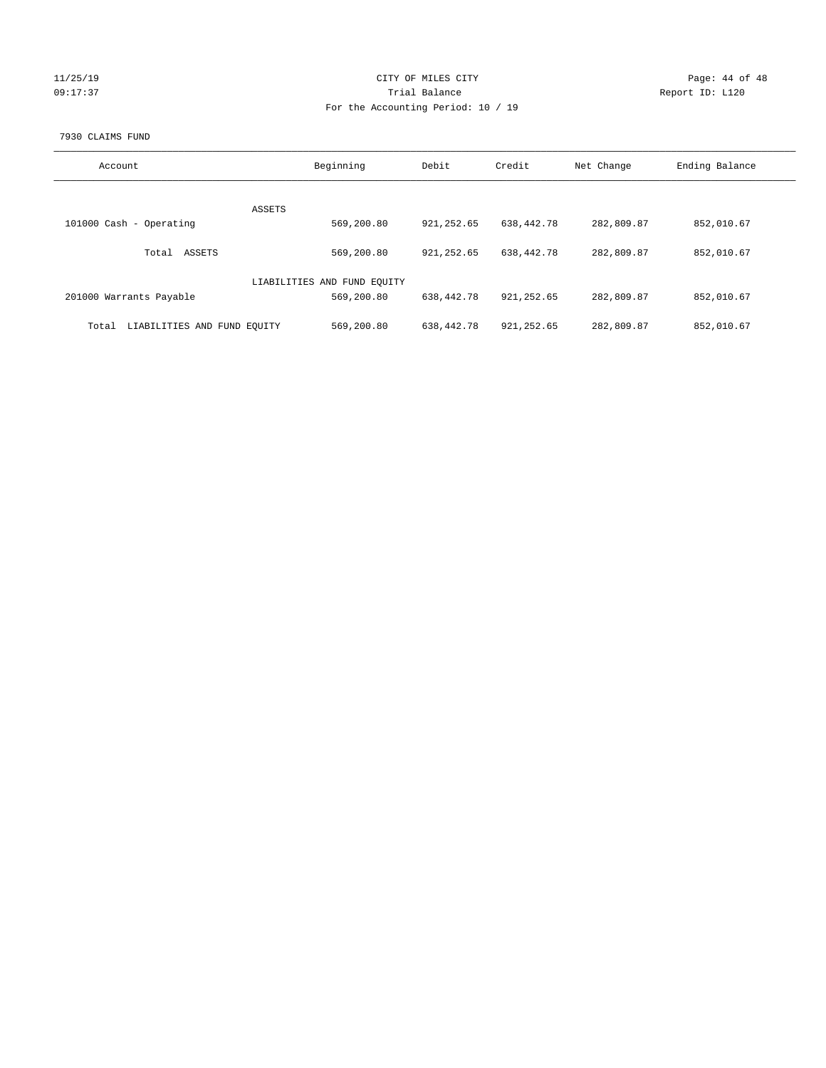CITY OF MILES CITY
Trial Balance
For the Accounting Period: 10 / 19

11/25/19
09:17:37

Report ID: L120

7930 CLAIMS FUND

| Account | Beginning | Debit | Credit | Net Change | Ending Balance |
|---|---|---|---|---|---|
| ASSETS | | | | | |
| 101000 Cash - Operating | 569,200.80 | 921,252.65 | 638,442.78 | 282,809.87 | 852,010.67 |
| Total ASSETS | 569,200.80 | 921,252.65 | 638,442.78 | 282,809.87 | 852,010.67 |
| LIABILITIES AND FUND EQUITY | | | | | |
| 201000 Warrants Payable | 569,200.80 | 638,442.78 | 921,252.65 | 282,809.87 | 852,010.67 |
| Total LIABILITIES AND FUND EQUITY | 569,200.80 | 638,442.78 | 921,252.65 | 282,809.87 | 852,010.67 |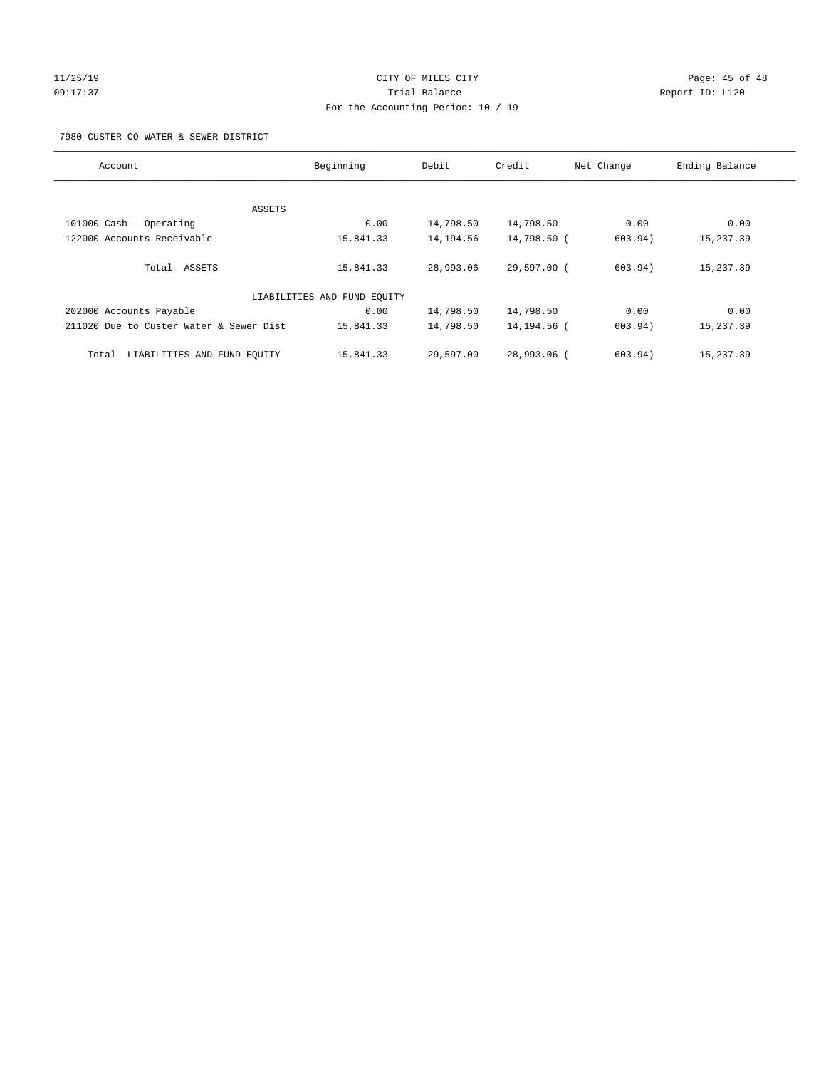CITY OF MILES CITY

Trial Balance

For the Accounting Period: 10 / 19

7980 CUSTER CO WATER & SEWER DISTRICT

| Account | Beginning | Debit | Credit | Net Change | Ending Balance |
|---|---|---|---|---|---|
| ASSETS | | | | | |
| 101000 Cash - Operating | 0.00 | 14,798.50 | 14,798.50 | 0.00 | 0.00 |
| 122000 Accounts Receivable | 15,841.33 | 14,194.56 | 14,798.50 | ( 603.94) | 15,237.39 |
| Total ASSETS | 15,841.33 | 28,993.06 | 29,597.00 | ( 603.94) | 15,237.39 |
| LIABILITIES AND FUND EQUITY | | | | | |
| 202000 Accounts Payable | 0.00 | 14,798.50 | 14,798.50 | 0.00 | 0.00 |
| 211020 Due to Custer Water & Sewer Dist | 15,841.33 | 14,798.50 | 14,194.56 | ( 603.94) | 15,237.39 |
| Total LIABILITIES AND FUND EQUITY | 15,841.33 | 29,597.00 | 28,993.06 | ( 603.94) | 15,237.39 |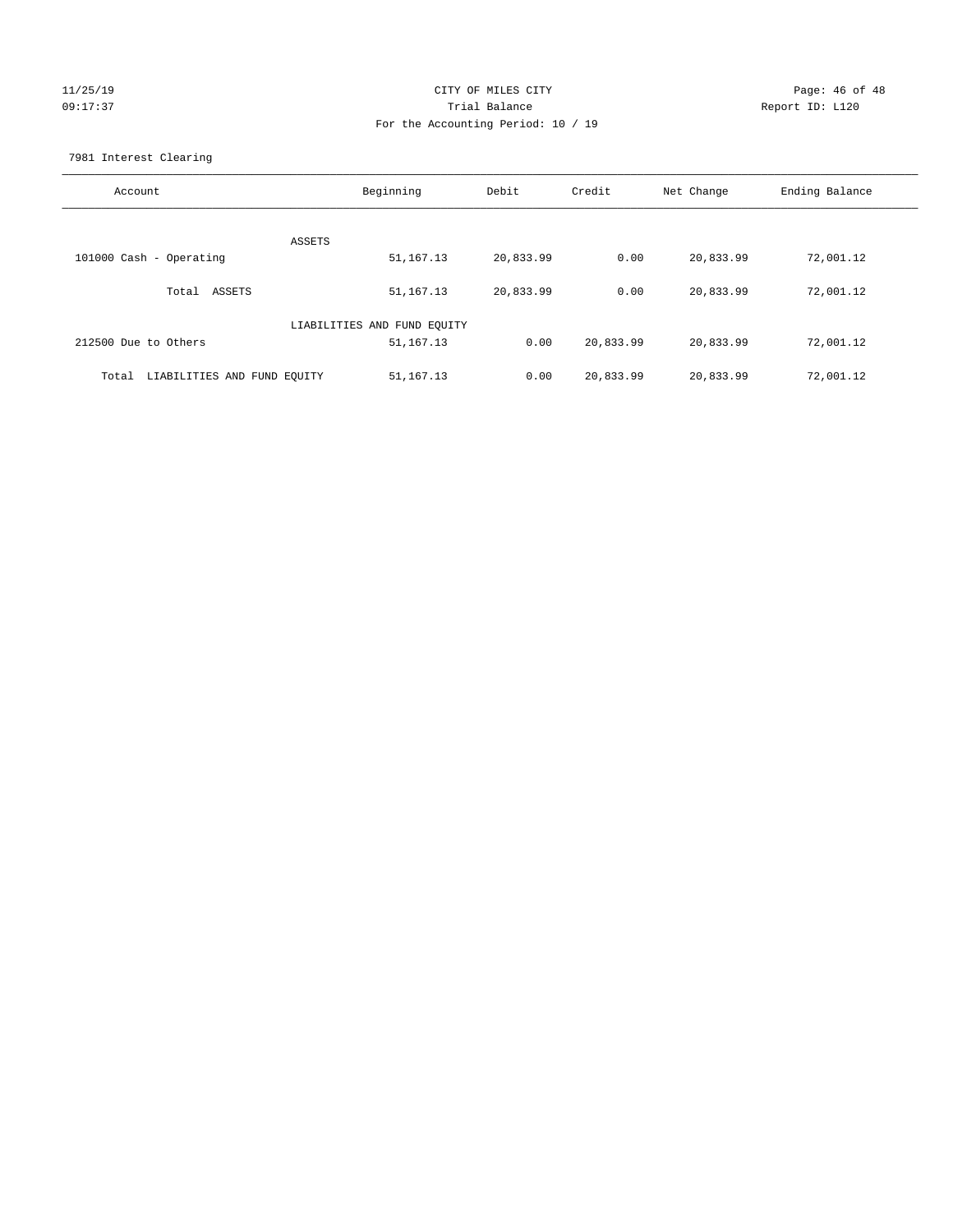CITY OF MILES CITY

Trial Balance

For the Accounting Period: 10 / 19

11/25/19 09:17:37 Report ID: L120

7981 Interest Clearing

| Account | Beginning | Debit | Credit | Net Change | Ending Balance |
|---|---|---|---|---|---|
| ASSETS | | | | | |
| 101000 Cash - Operating | 51,167.13 | 20,833.99 | 0.00 | 20,833.99 | 72,001.12 |
| Total ASSETS | 51,167.13 | 20,833.99 | 0.00 | 20,833.99 | 72,001.12 |
| LIABILITIES AND FUND EQUITY | | | | | |
| 212500 Due to Others | 51,167.13 | 0.00 | 20,833.99 | 20,833.99 | 72,001.12 |
| Total LIABILITIES AND FUND EQUITY | 51,167.13 | 0.00 | 20,833.99 | 20,833.99 | 72,001.12 |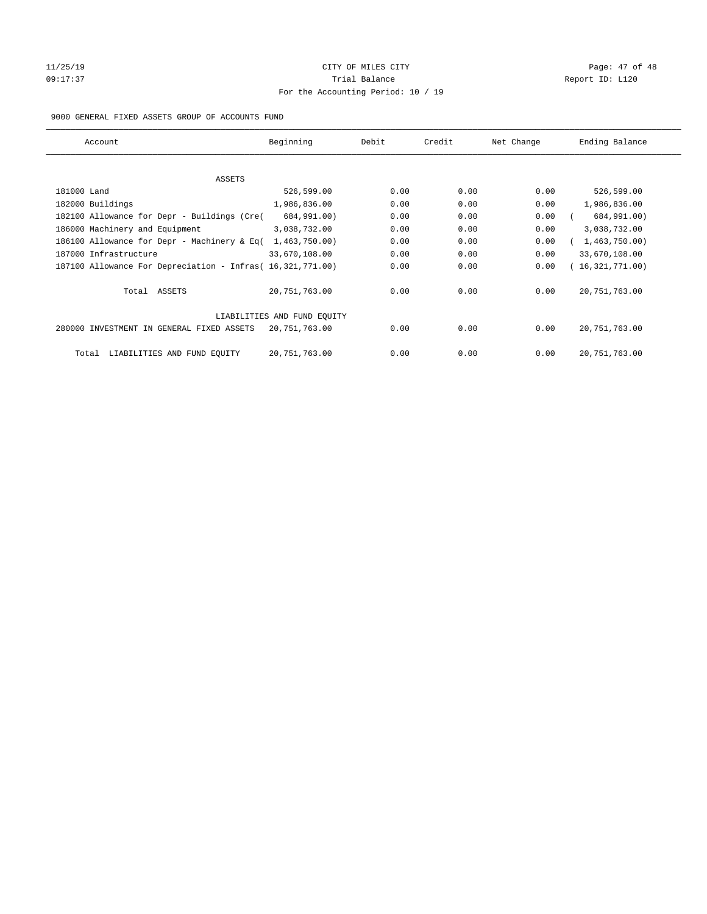CITY OF MILES CITY

Trial Balance

For the Accounting Period: 10 / 19

11/25/19 09:17:37 — Report ID: L120

9000 GENERAL FIXED ASSETS GROUP OF ACCOUNTS FUND

| Account | Beginning | Debit | Credit | Net Change | Ending Balance |
|---|---|---|---|---|---|
| ASSETS | | | | | |
| 181000 Land | 526,599.00 | 0.00 | 0.00 | 0.00 | 526,599.00 |
| 182000 Buildings | 1,986,836.00 | 0.00 | 0.00 | 0.00 | 1,986,836.00 |
| 182100 Allowance for Depr - Buildings (Cre( | 684,991.00) | 0.00 | 0.00 | 0.00 | ( 684,991.00) |
| 186000 Machinery and Equipment | 3,038,732.00 | 0.00 | 0.00 | 0.00 | 3,038,732.00 |
| 186100 Allowance for Depr - Machinery & Eq( | 1,463,750.00) | 0.00 | 0.00 | 0.00 | ( 1,463,750.00) |
| 187000 Infrastructure | 33,670,108.00 | 0.00 | 0.00 | 0.00 | 33,670,108.00 |
| 187100 Allowance For Depreciation - Infras( | 16,321,771.00) | 0.00 | 0.00 | 0.00 | ( 16,321,771.00) |
| Total ASSETS | 20,751,763.00 | 0.00 | 0.00 | 0.00 | 20,751,763.00 |
| LIABILITIES AND FUND EQUITY | | | | | |
| 280000 INVESTMENT IN GENERAL FIXED ASSETS | 20,751,763.00 | 0.00 | 0.00 | 0.00 | 20,751,763.00 |
| Total LIABILITIES AND FUND EQUITY | 20,751,763.00 | 0.00 | 0.00 | 0.00 | 20,751,763.00 |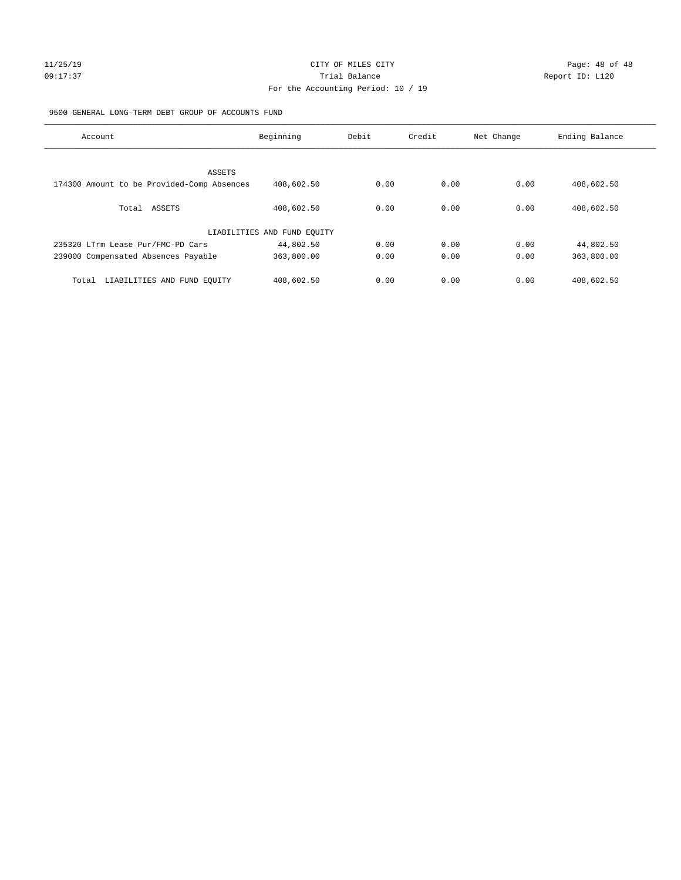CITY OF MILES CITY

Trial Balance

For the Accounting Period: 10 / 19

9500 GENERAL LONG-TERM DEBT GROUP OF ACCOUNTS FUND

| Account | Beginning | Debit | Credit | Net Change | Ending Balance |
|---|---|---|---|---|---|
| ASSETS | | | | | |
| 174300 Amount to be Provided-Comp Absences | 408,602.50 | 0.00 | 0.00 | 0.00 | 408,602.50 |
| Total ASSETS | 408,602.50 | 0.00 | 0.00 | 0.00 | 408,602.50 |
| LIABILITIES AND FUND EQUITY | | | | | |
| 235320 LTrm Lease Pur/FMC-PD Cars | 44,802.50 | 0.00 | 0.00 | 0.00 | 44,802.50 |
| 239000 Compensated Absences Payable | 363,800.00 | 0.00 | 0.00 | 0.00 | 363,800.00 |
| Total LIABILITIES AND FUND EQUITY | 408,602.50 | 0.00 | 0.00 | 0.00 | 408,602.50 |